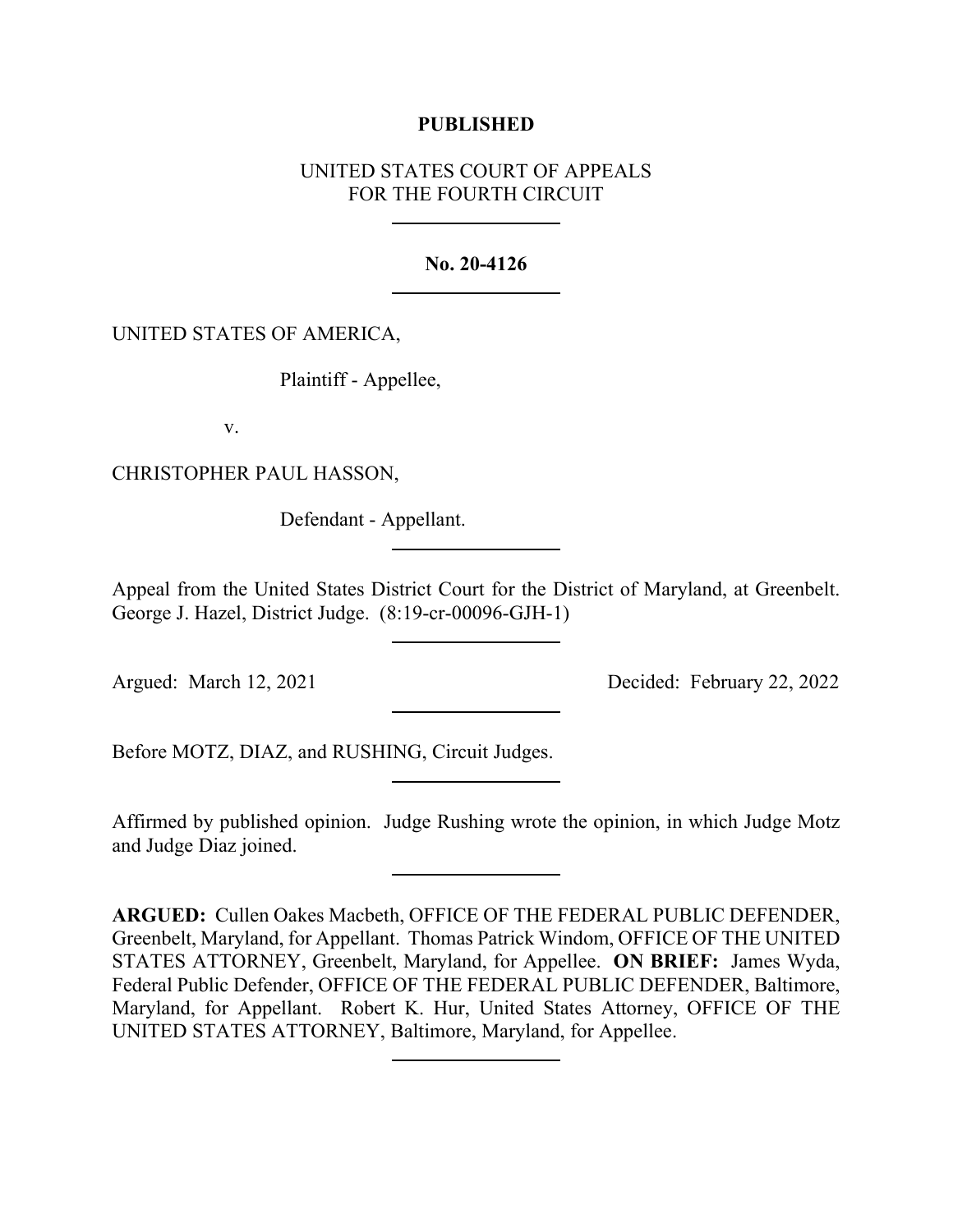**PUBLISHED**

UNITED STATES COURT OF APPEALS
FOR THE FOURTH CIRCUIT

---

**No. 20-4126**

---

UNITED STATES OF AMERICA,

Plaintiff - Appellee,

v.

CHRISTOPHER PAUL HASSON,

Defendant - Appellant.

---

Appeal from the United States District Court for the District of Maryland, at Greenbelt. George J. Hazel, District Judge. (8:19-cr-00096-GJH-1)

---

Argued: March 12, 2021 Decided: February 22, 2022

---

Before MOTZ, DIAZ, and RUSHING, Circuit Judges.

---

Affirmed by published opinion. Judge Rushing wrote the opinion, in which Judge Motz and Judge Diaz joined.

---

**ARGUED:** Cullen Oakes Macbeth, OFFICE OF THE FEDERAL PUBLIC DEFENDER, Greenbelt, Maryland, for Appellant. Thomas Patrick Windom, OFFICE OF THE UNITED STATES ATTORNEY, Greenbelt, Maryland, for Appellee. **ON BRIEF:** James Wyda, Federal Public Defender, OFFICE OF THE FEDERAL PUBLIC DEFENDER, Baltimore, Maryland, for Appellant. Robert K. Hur, United States Attorney, OFFICE OF THE UNITED STATES ATTORNEY, Baltimore, Maryland, for Appellee.

---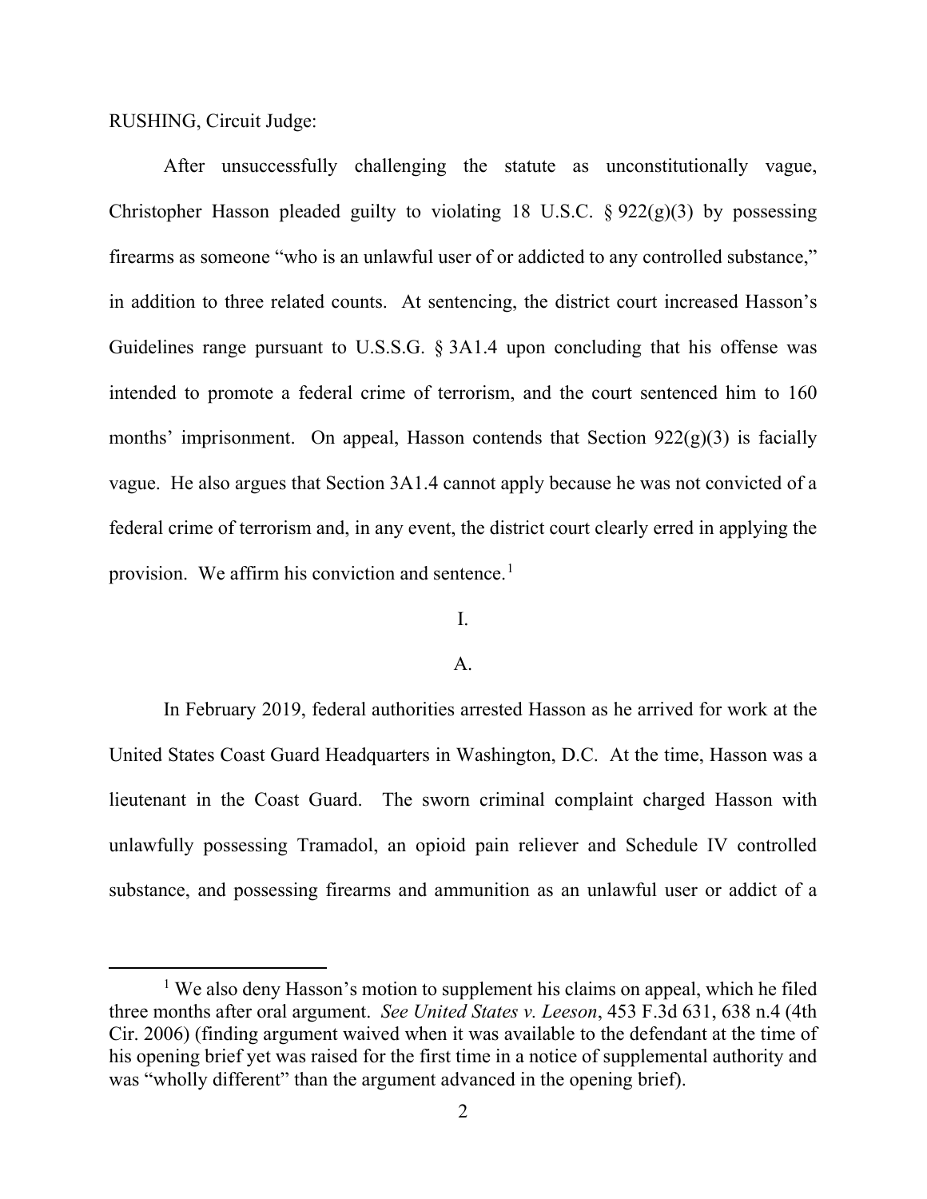RUSHING, Circuit Judge:

After unsuccessfully challenging the statute as unconstitutionally vague, Christopher Hasson pleaded guilty to violating 18 U.S.C. § 922(g)(3) by possessing firearms as someone "who is an unlawful user of or addicted to any controlled substance," in addition to three related counts. At sentencing, the district court increased Hasson's Guidelines range pursuant to U.S.S.G. § 3A1.4 upon concluding that his offense was intended to promote a federal crime of terrorism, and the court sentenced him to 160 months' imprisonment. On appeal, Hasson contends that Section 922(g)(3) is facially vague. He also argues that Section 3A1.4 cannot apply because he was not convicted of a federal crime of terrorism and, in any event, the district court clearly erred in applying the provision. We affirm his conviction and sentence.[1]

I.

A.

In February 2019, federal authorities arrested Hasson as he arrived for work at the United States Coast Guard Headquarters in Washington, D.C. At the time, Hasson was a lieutenant in the Coast Guard. The sworn criminal complaint charged Hasson with unlawfully possessing Tramadol, an opioid pain reliever and Schedule IV controlled substance, and possessing firearms and ammunition as an unlawful user or addict of a

[1] We also deny Hasson's motion to supplement his claims on appeal, which he filed three months after oral argument. *See United States v. Leeson*, 453 F.3d 631, 638 n.4 (4th Cir. 2006) (finding argument waived when it was available to the defendant at the time of his opening brief yet was raised for the first time in a notice of supplemental authority and was "wholly different" than the argument advanced in the opening brief).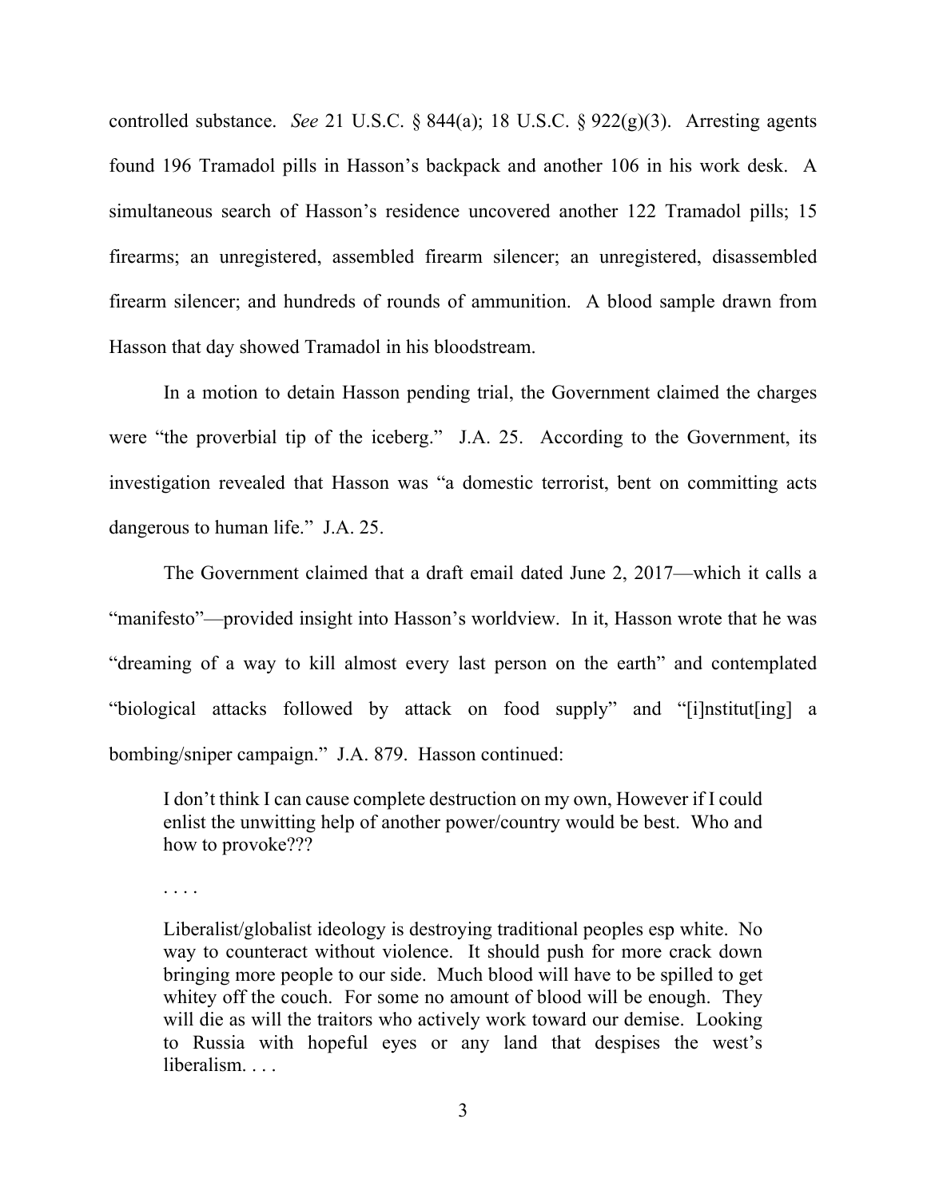controlled substance. *See* 21 U.S.C. § 844(a); 18 U.S.C. § 922(g)(3). Arresting agents found 196 Tramadol pills in Hasson's backpack and another 106 in his work desk. A simultaneous search of Hasson's residence uncovered another 122 Tramadol pills; 15 firearms; an unregistered, assembled firearm silencer; an unregistered, disassembled firearm silencer; and hundreds of rounds of ammunition. A blood sample drawn from Hasson that day showed Tramadol in his bloodstream.

In a motion to detain Hasson pending trial, the Government claimed the charges were "the proverbial tip of the iceberg." J.A. 25. According to the Government, its investigation revealed that Hasson was "a domestic terrorist, bent on committing acts dangerous to human life." J.A. 25.

The Government claimed that a draft email dated June 2, 2017—which it calls a "manifesto"—provided insight into Hasson's worldview. In it, Hasson wrote that he was "dreaming of a way to kill almost every last person on the earth" and contemplated "biological attacks followed by attack on food supply" and "[i]nstitut[ing] a bombing/sniper campaign." J.A. 879. Hasson continued:

> I don't think I can cause complete destruction on my own, However if I could enlist the unwitting help of another power/country would be best. Who and how to provoke???
>
> . . . .
>
> Liberalist/globalist ideology is destroying traditional peoples esp white. No way to counteract without violence. It should push for more crack down bringing more people to our side. Much blood will have to be spilled to get whitey off the couch. For some no amount of blood will be enough. They will die as will the traitors who actively work toward our demise. Looking to Russia with hopeful eyes or any land that despises the west's liberalism. . . .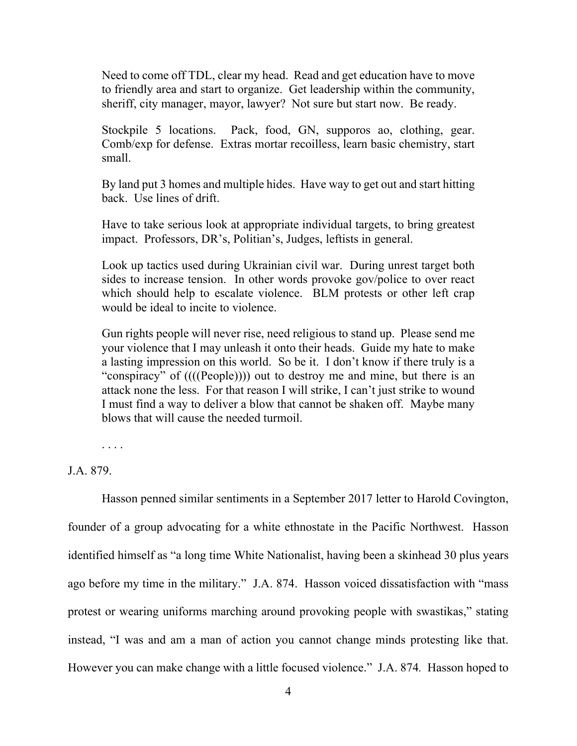> Need to come off TDL, clear my head. Read and get education have to move to friendly area and start to organize. Get leadership within the community, sheriff, city manager, mayor, lawyer? Not sure but start now. Be ready.
>
> Stockpile 5 locations. Pack, food, GN, supporos ao, clothing, gear. Comb/exp for defense. Extras mortar recoilless, learn basic chemistry, start small.
>
> By land put 3 homes and multiple hides. Have way to get out and start hitting back. Use lines of drift.
>
> Have to take serious look at appropriate individual targets, to bring greatest impact. Professors, DR's, Politian's, Judges, leftists in general.
>
> Look up tactics used during Ukrainian civil war. During unrest target both sides to increase tension. In other words provoke gov/police to over react which should help to escalate violence. BLM protests or other left crap would be ideal to incite to violence.
>
> Gun rights people will never rise, need religious to stand up. Please send me your violence that I may unleash it onto their heads. Guide my hate to make a lasting impression on this world. So be it. I don't know if there truly is a "conspiracy" of ((((People)))) out to destroy me and mine, but there is an attack none the less. For that reason I will strike, I can't just strike to wound I must find a way to deliver a blow that cannot be shaken off. Maybe many blows that will cause the needed turmoil.
>
> . . . .

J.A. 879.

Hasson penned similar sentiments in a September 2017 letter to Harold Covington, founder of a group advocating for a white ethnostate in the Pacific Northwest. Hasson identified himself as "a long time White Nationalist, having been a skinhead 30 plus years ago before my time in the military." J.A. 874. Hasson voiced dissatisfaction with "mass protest or wearing uniforms marching around provoking people with swastikas," stating instead, "I was and am a man of action you cannot change minds protesting like that. However you can make change with a little focused violence." J.A. 874. Hasson hoped to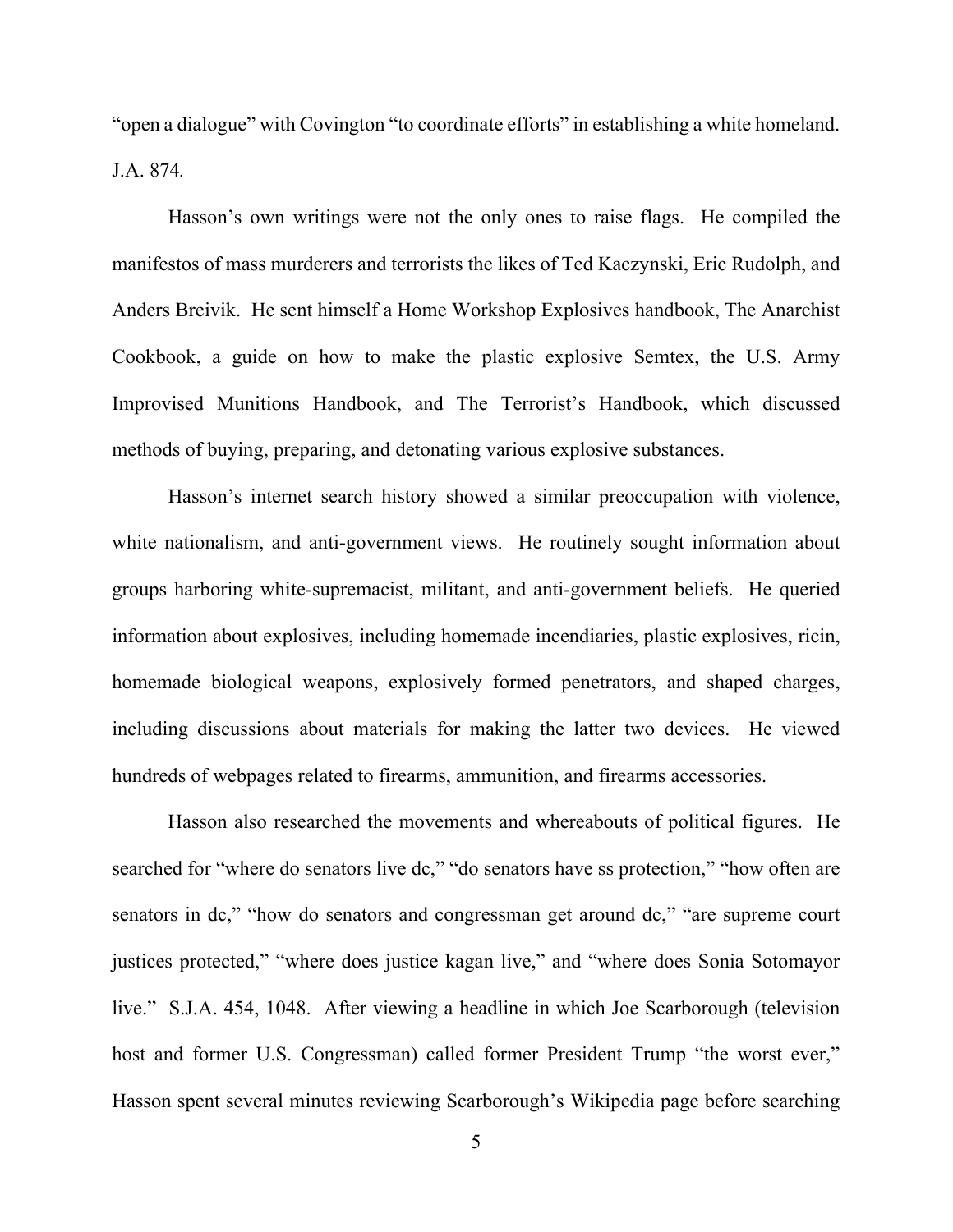"open a dialogue" with Covington "to coordinate efforts" in establishing a white homeland. J.A. 874.

Hasson's own writings were not the only ones to raise flags. He compiled the manifestos of mass murderers and terrorists the likes of Ted Kaczynski, Eric Rudolph, and Anders Breivik. He sent himself a Home Workshop Explosives handbook, The Anarchist Cookbook, a guide on how to make the plastic explosive Semtex, the U.S. Army Improvised Munitions Handbook, and The Terrorist's Handbook, which discussed methods of buying, preparing, and detonating various explosive substances.

Hasson's internet search history showed a similar preoccupation with violence, white nationalism, and anti-government views. He routinely sought information about groups harboring white-supremacist, militant, and anti-government beliefs. He queried information about explosives, including homemade incendiaries, plastic explosives, ricin, homemade biological weapons, explosively formed penetrators, and shaped charges, including discussions about materials for making the latter two devices. He viewed hundreds of webpages related to firearms, ammunition, and firearms accessories.

Hasson also researched the movements and whereabouts of political figures. He searched for "where do senators live dc," "do senators have ss protection," "how often are senators in dc," "how do senators and congressman get around dc," "are supreme court justices protected," "where does justice kagan live," and "where does Sonia Sotomayor live." S.J.A. 454, 1048. After viewing a headline in which Joe Scarborough (television host and former U.S. Congressman) called former President Trump "the worst ever," Hasson spent several minutes reviewing Scarborough's Wikipedia page before searching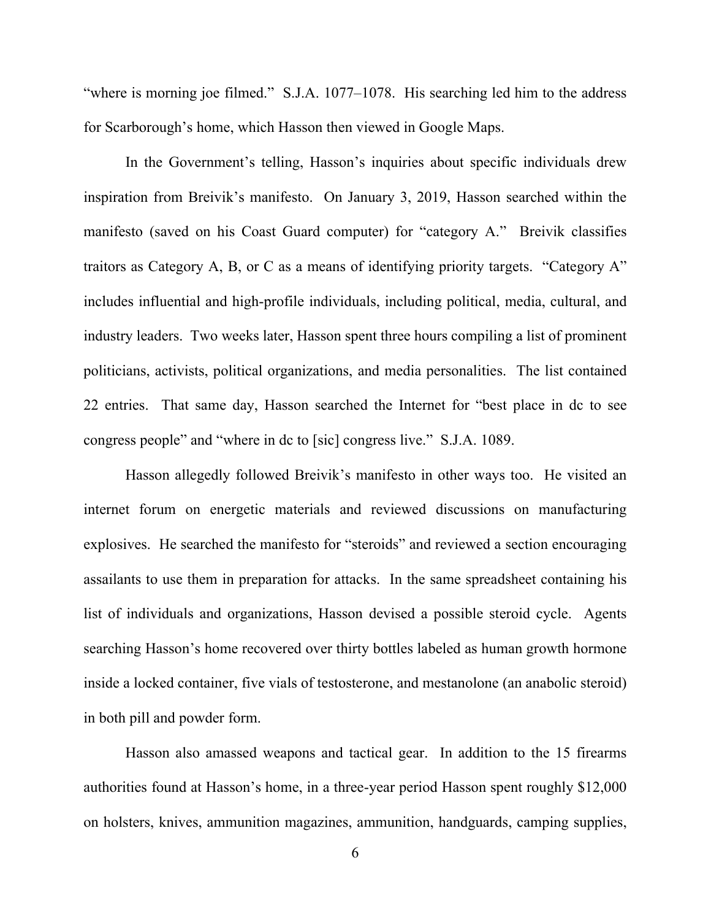"where is morning joe filmed." S.J.A. 1077–1078. His searching led him to the address for Scarborough's home, which Hasson then viewed in Google Maps.

In the Government's telling, Hasson's inquiries about specific individuals drew inspiration from Breivik's manifesto. On January 3, 2019, Hasson searched within the manifesto (saved on his Coast Guard computer) for "category A." Breivik classifies traitors as Category A, B, or C as a means of identifying priority targets. "Category A" includes influential and high-profile individuals, including political, media, cultural, and industry leaders. Two weeks later, Hasson spent three hours compiling a list of prominent politicians, activists, political organizations, and media personalities. The list contained 22 entries. That same day, Hasson searched the Internet for "best place in dc to see congress people" and "where in dc to [sic] congress live." S.J.A. 1089.

Hasson allegedly followed Breivik's manifesto in other ways too. He visited an internet forum on energetic materials and reviewed discussions on manufacturing explosives. He searched the manifesto for "steroids" and reviewed a section encouraging assailants to use them in preparation for attacks. In the same spreadsheet containing his list of individuals and organizations, Hasson devised a possible steroid cycle. Agents searching Hasson's home recovered over thirty bottles labeled as human growth hormone inside a locked container, five vials of testosterone, and mestanolone (an anabolic steroid) in both pill and powder form.

Hasson also amassed weapons and tactical gear. In addition to the 15 firearms authorities found at Hasson's home, in a three-year period Hasson spent roughly $12,000 on holsters, knives, ammunition magazines, ammunition, handguards, camping supplies,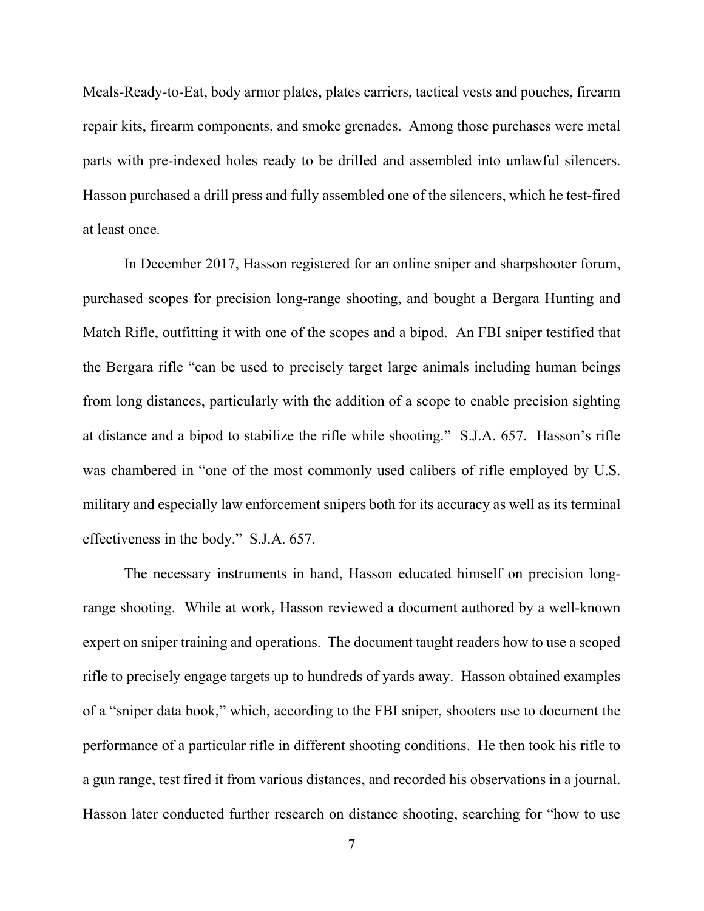Meals-Ready-to-Eat, body armor plates, plates carriers, tactical vests and pouches, firearm repair kits, firearm components, and smoke grenades. Among those purchases were metal parts with pre-indexed holes ready to be drilled and assembled into unlawful silencers. Hasson purchased a drill press and fully assembled one of the silencers, which he test-fired at least once.

In December 2017, Hasson registered for an online sniper and sharpshooter forum, purchased scopes for precision long-range shooting, and bought a Bergara Hunting and Match Rifle, outfitting it with one of the scopes and a bipod. An FBI sniper testified that the Bergara rifle "can be used to precisely target large animals including human beings from long distances, particularly with the addition of a scope to enable precision sighting at distance and a bipod to stabilize the rifle while shooting." S.J.A. 657. Hasson's rifle was chambered in "one of the most commonly used calibers of rifle employed by U.S. military and especially law enforcement snipers both for its accuracy as well as its terminal effectiveness in the body." S.J.A. 657.

The necessary instruments in hand, Hasson educated himself on precision long-range shooting. While at work, Hasson reviewed a document authored by a well-known expert on sniper training and operations. The document taught readers how to use a scoped rifle to precisely engage targets up to hundreds of yards away. Hasson obtained examples of a "sniper data book," which, according to the FBI sniper, shooters use to document the performance of a particular rifle in different shooting conditions. He then took his rifle to a gun range, test fired it from various distances, and recorded his observations in a journal. Hasson later conducted further research on distance shooting, searching for "how to use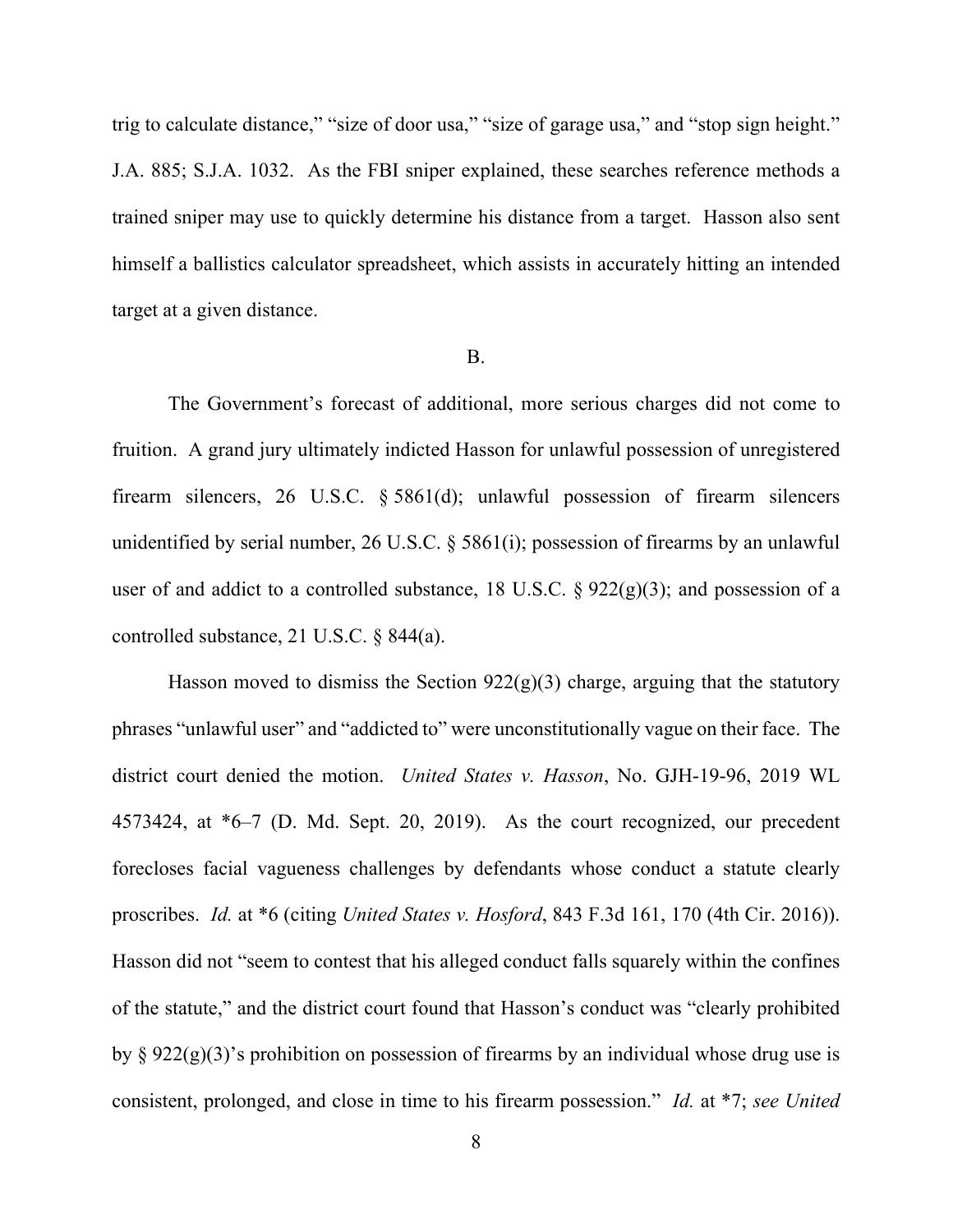trig to calculate distance," "size of door usa," "size of garage usa," and "stop sign height." J.A. 885; S.J.A. 1032. As the FBI sniper explained, these searches reference methods a trained sniper may use to quickly determine his distance from a target. Hasson also sent himself a ballistics calculator spreadsheet, which assists in accurately hitting an intended target at a given distance.

B.

The Government's forecast of additional, more serious charges did not come to fruition. A grand jury ultimately indicted Hasson for unlawful possession of unregistered firearm silencers, 26 U.S.C. § 5861(d); unlawful possession of firearm silencers unidentified by serial number, 26 U.S.C. § 5861(i); possession of firearms by an unlawful user of and addict to a controlled substance, 18 U.S.C. § 922(g)(3); and possession of a controlled substance, 21 U.S.C. § 844(a).

Hasson moved to dismiss the Section 922(g)(3) charge, arguing that the statutory phrases "unlawful user" and "addicted to" were unconstitutionally vague on their face. The district court denied the motion. *United States v. Hasson*, No. GJH-19-96, 2019 WL 4573424, at *6–7 (D. Md. Sept. 20, 2019). As the court recognized, our precedent forecloses facial vagueness challenges by defendants whose conduct a statute clearly proscribes. *Id.* at *6 (citing *United States v. Hosford*, 843 F.3d 161, 170 (4th Cir. 2016)). Hasson did not "seem to contest that his alleged conduct falls squarely within the confines of the statute," and the district court found that Hasson's conduct was "clearly prohibited by § 922(g)(3)'s prohibition on possession of firearms by an individual whose drug use is consistent, prolonged, and close in time to his firearm possession." *Id.* at *7; *see United*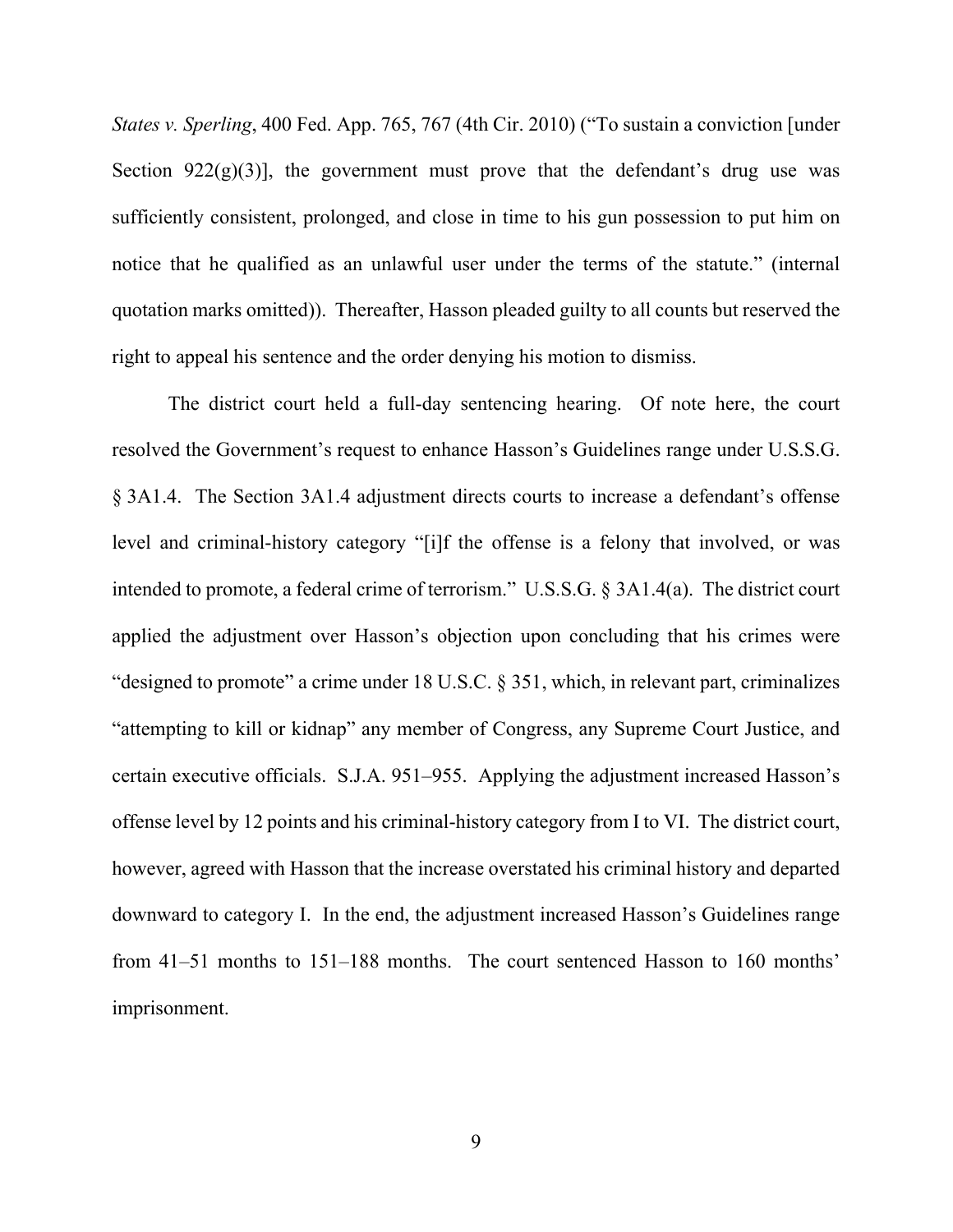*States v. Sperling*, 400 Fed. App. 765, 767 (4th Cir. 2010) ("To sustain a conviction [under Section 922(g)(3)], the government must prove that the defendant's drug use was sufficiently consistent, prolonged, and close in time to his gun possession to put him on notice that he qualified as an unlawful user under the terms of the statute." (internal quotation marks omitted)). Thereafter, Hasson pleaded guilty to all counts but reserved the right to appeal his sentence and the order denying his motion to dismiss.

The district court held a full-day sentencing hearing. Of note here, the court resolved the Government's request to enhance Hasson's Guidelines range under U.S.S.G. § 3A1.4. The Section 3A1.4 adjustment directs courts to increase a defendant's offense level and criminal-history category "[i]f the offense is a felony that involved, or was intended to promote, a federal crime of terrorism." U.S.S.G. § 3A1.4(a). The district court applied the adjustment over Hasson's objection upon concluding that his crimes were "designed to promote" a crime under 18 U.S.C. § 351, which, in relevant part, criminalizes "attempting to kill or kidnap" any member of Congress, any Supreme Court Justice, and certain executive officials. S.J.A. 951–955. Applying the adjustment increased Hasson's offense level by 12 points and his criminal-history category from I to VI. The district court, however, agreed with Hasson that the increase overstated his criminal history and departed downward to category I. In the end, the adjustment increased Hasson's Guidelines range from 41–51 months to 151–188 months. The court sentenced Hasson to 160 months' imprisonment.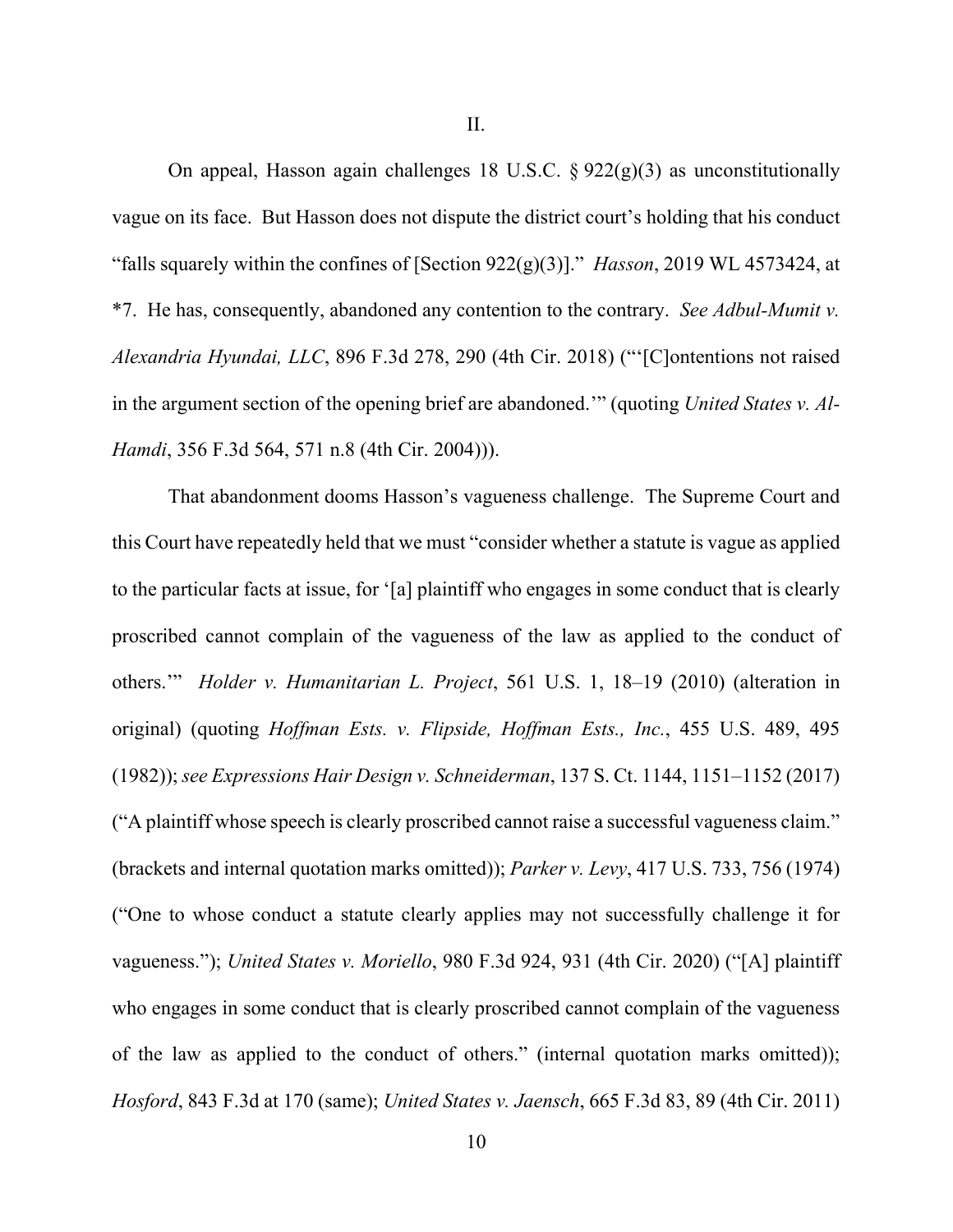II.

On appeal, Hasson again challenges 18 U.S.C. § 922(g)(3) as unconstitutionally vague on its face. But Hasson does not dispute the district court's holding that his conduct "falls squarely within the confines of [Section 922(g)(3)]." *Hasson*, 2019 WL 4573424, at *7. He has, consequently, abandoned any contention to the contrary. *See Adbul-Mumit v. Alexandria Hyundai, LLC*, 896 F.3d 278, 290 (4th Cir. 2018) ("'[C]ontentions not raised in the argument section of the opening brief are abandoned.'" (quoting *United States v. Al-Hamdi*, 356 F.3d 564, 571 n.8 (4th Cir. 2004))).

That abandonment dooms Hasson's vagueness challenge. The Supreme Court and this Court have repeatedly held that we must "consider whether a statute is vague as applied to the particular facts at issue, for '[a] plaintiff who engages in some conduct that is clearly proscribed cannot complain of the vagueness of the law as applied to the conduct of others.'" *Holder v. Humanitarian L. Project*, 561 U.S. 1, 18–19 (2010) (alteration in original) (quoting *Hoffman Ests. v. Flipside, Hoffman Ests., Inc.*, 455 U.S. 489, 495 (1982)); *see Expressions Hair Design v. Schneiderman*, 137 S. Ct. 1144, 1151–1152 (2017) ("A plaintiff whose speech is clearly proscribed cannot raise a successful vagueness claim." (brackets and internal quotation marks omitted)); *Parker v. Levy*, 417 U.S. 733, 756 (1974) ("One to whose conduct a statute clearly applies may not successfully challenge it for vagueness."); *United States v. Moriello*, 980 F.3d 924, 931 (4th Cir. 2020) ("[A] plaintiff who engages in some conduct that is clearly proscribed cannot complain of the vagueness of the law as applied to the conduct of others." (internal quotation marks omitted)); *Hosford*, 843 F.3d at 170 (same); *United States v. Jaensch*, 665 F.3d 83, 89 (4th Cir. 2011)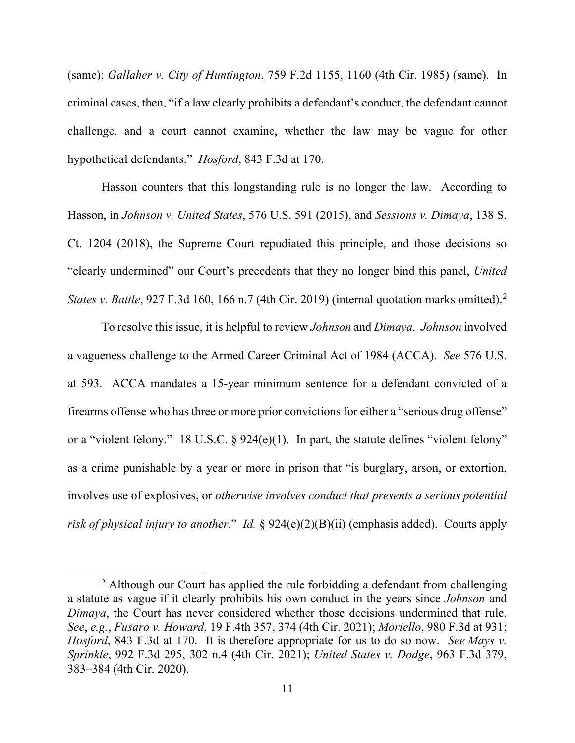(same); *Gallaher v. City of Huntington*, 759 F.2d 1155, 1160 (4th Cir. 1985) (same). In criminal cases, then, "if a law clearly prohibits a defendant's conduct, the defendant cannot challenge, and a court cannot examine, whether the law may be vague for other hypothetical defendants." *Hosford*, 843 F.3d at 170.

Hasson counters that this longstanding rule is no longer the law. According to Hasson, in *Johnson v. United States*, 576 U.S. 591 (2015), and *Sessions v. Dimaya*, 138 S. Ct. 1204 (2018), the Supreme Court repudiated this principle, and those decisions so "clearly undermined" our Court's precedents that they no longer bind this panel, *United States v. Battle*, 927 F.3d 160, 166 n.7 (4th Cir. 2019) (internal quotation marks omitted).[2]

To resolve this issue, it is helpful to review *Johnson* and *Dimaya*. *Johnson* involved a vagueness challenge to the Armed Career Criminal Act of 1984 (ACCA). *See* 576 U.S. at 593. ACCA mandates a 15-year minimum sentence for a defendant convicted of a firearms offense who has three or more prior convictions for either a "serious drug offense" or a "violent felony." 18 U.S.C. § 924(e)(1). In part, the statute defines "violent felony" as a crime punishable by a year or more in prison that "is burglary, arson, or extortion, involves use of explosives, or *otherwise involves conduct that presents a serious potential risk of physical injury to another*." *Id.* § 924(e)(2)(B)(ii) (emphasis added). Courts apply

[2] Although our Court has applied the rule forbidding a defendant from challenging a statute as vague if it clearly prohibits his own conduct in the years since *Johnson* and *Dimaya*, the Court has never considered whether those decisions undermined that rule. *See*, *e.g.*, *Fusaro v. Howard*, 19 F.4th 357, 374 (4th Cir. 2021); *Moriello*, 980 F.3d at 931; *Hosford*, 843 F.3d at 170. It is therefore appropriate for us to do so now. *See Mays v. Sprinkle*, 992 F.3d 295, 302 n.4 (4th Cir. 2021); *United States v. Dodge*, 963 F.3d 379, 383–384 (4th Cir. 2020).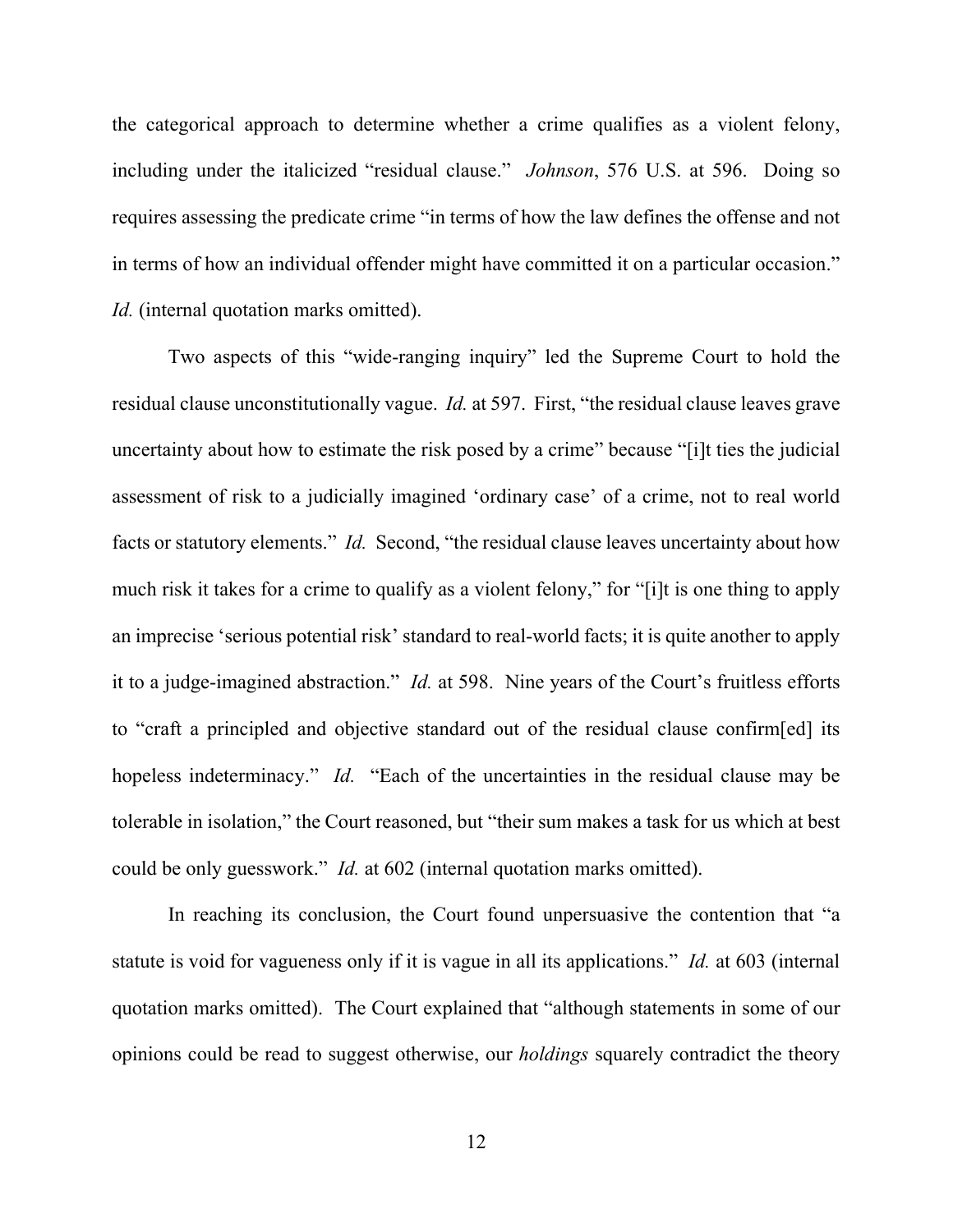the categorical approach to determine whether a crime qualifies as a violent felony, including under the italicized "residual clause." *Johnson*, 576 U.S. at 596. Doing so requires assessing the predicate crime "in terms of how the law defines the offense and not in terms of how an individual offender might have committed it on a particular occasion." *Id.* (internal quotation marks omitted).

Two aspects of this "wide-ranging inquiry" led the Supreme Court to hold the residual clause unconstitutionally vague. *Id.* at 597. First, "the residual clause leaves grave uncertainty about how to estimate the risk posed by a crime" because "[i]t ties the judicial assessment of risk to a judicially imagined 'ordinary case' of a crime, not to real world facts or statutory elements." *Id.* Second, "the residual clause leaves uncertainty about how much risk it takes for a crime to qualify as a violent felony," for "[i]t is one thing to apply an imprecise 'serious potential risk' standard to real-world facts; it is quite another to apply it to a judge-imagined abstraction." *Id.* at 598. Nine years of the Court's fruitless efforts to "craft a principled and objective standard out of the residual clause confirm[ed] its hopeless indeterminacy." *Id.* "Each of the uncertainties in the residual clause may be tolerable in isolation," the Court reasoned, but "their sum makes a task for us which at best could be only guesswork." *Id.* at 602 (internal quotation marks omitted).

In reaching its conclusion, the Court found unpersuasive the contention that "a statute is void for vagueness only if it is vague in all its applications." *Id.* at 603 (internal quotation marks omitted). The Court explained that "although statements in some of our opinions could be read to suggest otherwise, our *holdings* squarely contradict the theory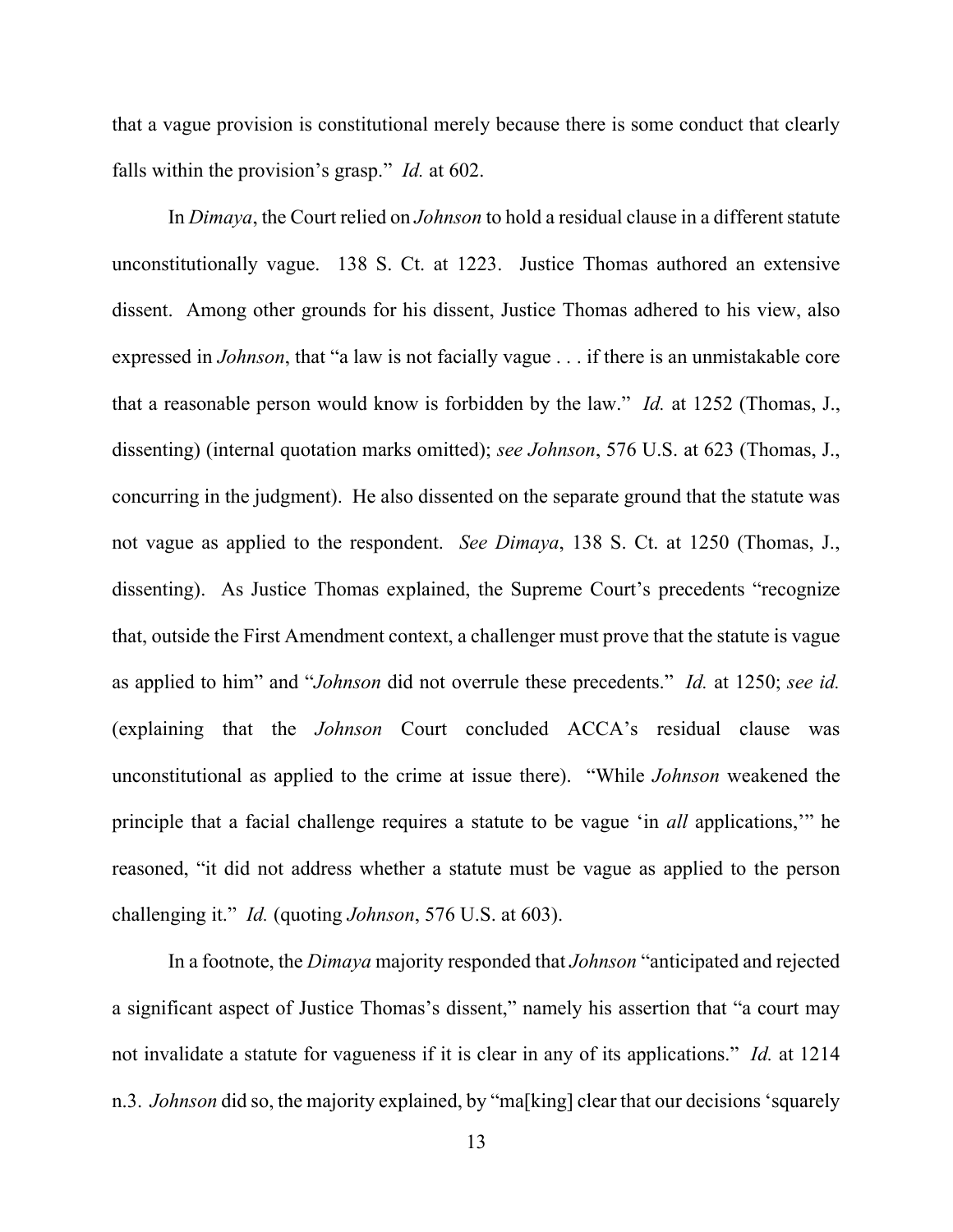that a vague provision is constitutional merely because there is some conduct that clearly falls within the provision's grasp." *Id.* at 602.

In *Dimaya*, the Court relied on *Johnson* to hold a residual clause in a different statute unconstitutionally vague. 138 S. Ct. at 1223. Justice Thomas authored an extensive dissent. Among other grounds for his dissent, Justice Thomas adhered to his view, also expressed in *Johnson*, that "a law is not facially vague . . . if there is an unmistakable core that a reasonable person would know is forbidden by the law." *Id.* at 1252 (Thomas, J., dissenting) (internal quotation marks omitted); *see Johnson*, 576 U.S. at 623 (Thomas, J., concurring in the judgment). He also dissented on the separate ground that the statute was not vague as applied to the respondent. *See Dimaya*, 138 S. Ct. at 1250 (Thomas, J., dissenting). As Justice Thomas explained, the Supreme Court's precedents "recognize that, outside the First Amendment context, a challenger must prove that the statute is vague as applied to him" and "*Johnson* did not overrule these precedents." *Id.* at 1250; *see id.* (explaining that the *Johnson* Court concluded ACCA's residual clause was unconstitutional as applied to the crime at issue there). "While *Johnson* weakened the principle that a facial challenge requires a statute to be vague 'in *all* applications,'" he reasoned, "it did not address whether a statute must be vague as applied to the person challenging it." *Id.* (quoting *Johnson*, 576 U.S. at 603).

In a footnote, the *Dimaya* majority responded that *Johnson* "anticipated and rejected a significant aspect of Justice Thomas's dissent," namely his assertion that "a court may not invalidate a statute for vagueness if it is clear in any of its applications." *Id.* at 1214 n.3. *Johnson* did so, the majority explained, by "ma[king] clear that our decisions 'squarely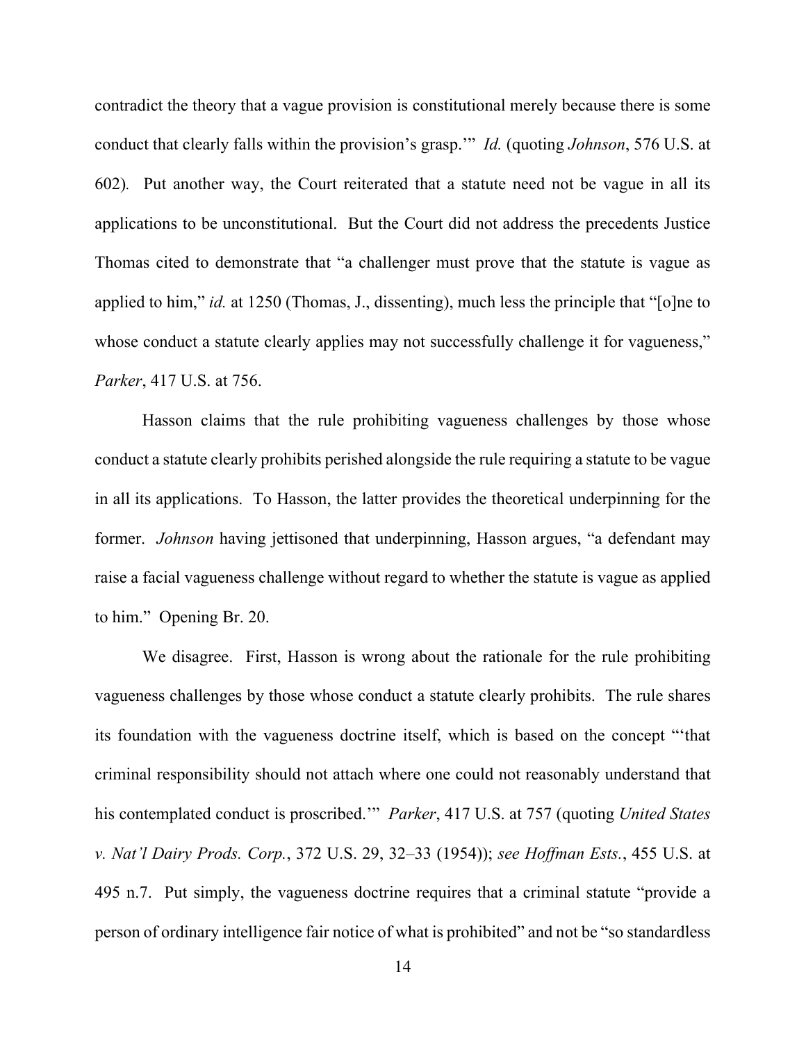contradict the theory that a vague provision is constitutional merely because there is some conduct that clearly falls within the provision's grasp.'" *Id.* (quoting *Johnson*, 576 U.S. at 602). Put another way, the Court reiterated that a statute need not be vague in all its applications to be unconstitutional. But the Court did not address the precedents Justice Thomas cited to demonstrate that "a challenger must prove that the statute is vague as applied to him," *id.* at 1250 (Thomas, J., dissenting), much less the principle that "[o]ne to whose conduct a statute clearly applies may not successfully challenge it for vagueness," *Parker*, 417 U.S. at 756.

Hasson claims that the rule prohibiting vagueness challenges by those whose conduct a statute clearly prohibits perished alongside the rule requiring a statute to be vague in all its applications. To Hasson, the latter provides the theoretical underpinning for the former. *Johnson* having jettisoned that underpinning, Hasson argues, "a defendant may raise a facial vagueness challenge without regard to whether the statute is vague as applied to him." Opening Br. 20.

We disagree. First, Hasson is wrong about the rationale for the rule prohibiting vagueness challenges by those whose conduct a statute clearly prohibits. The rule shares its foundation with the vagueness doctrine itself, which is based on the concept "'that criminal responsibility should not attach where one could not reasonably understand that his contemplated conduct is proscribed.'" *Parker*, 417 U.S. at 757 (quoting *United States v. Nat'l Dairy Prods. Corp.*, 372 U.S. 29, 32–33 (1954)); *see Hoffman Ests.*, 455 U.S. at 495 n.7. Put simply, the vagueness doctrine requires that a criminal statute "provide a person of ordinary intelligence fair notice of what is prohibited" and not be "so standardless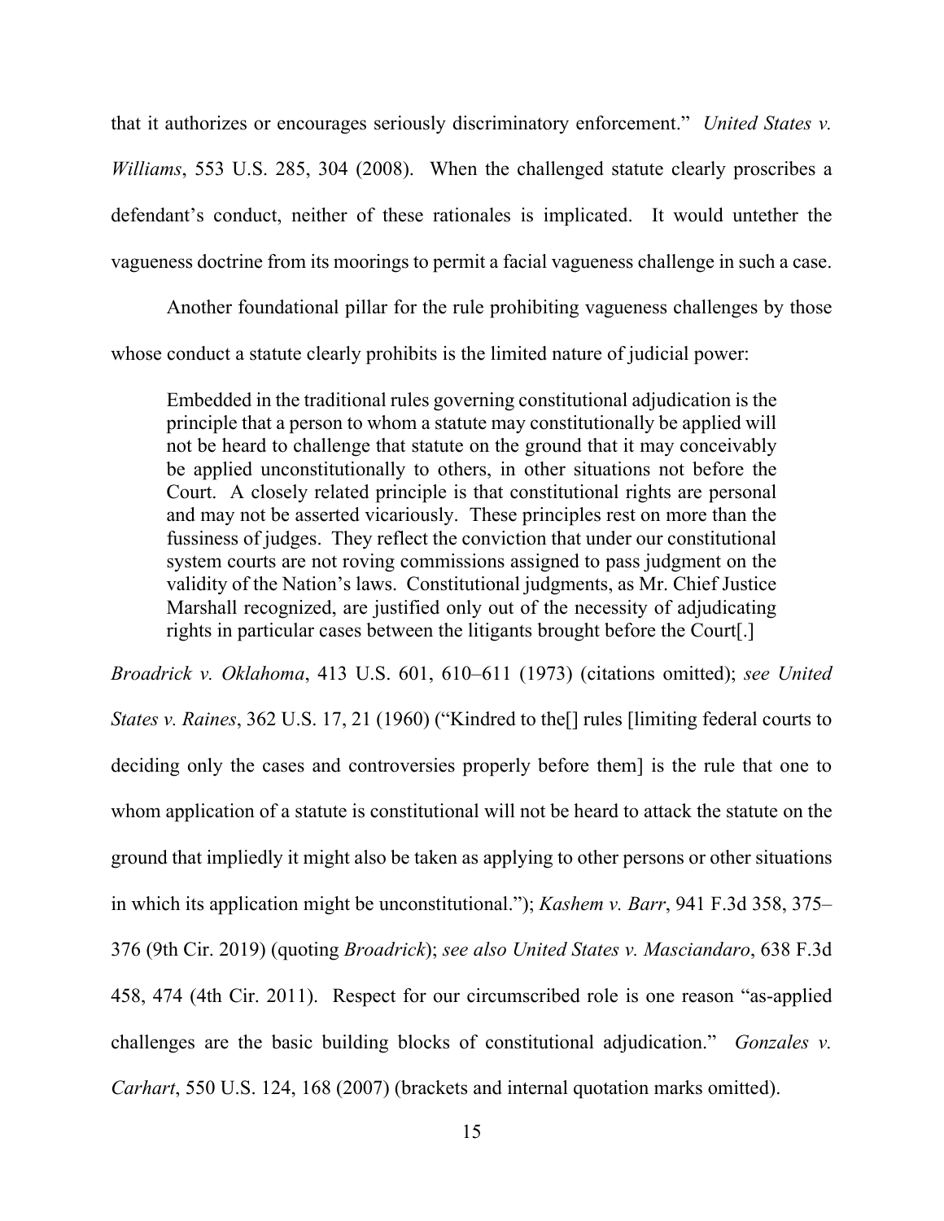that it authorizes or encourages seriously discriminatory enforcement." *United States v. Williams*, 553 U.S. 285, 304 (2008). When the challenged statute clearly proscribes a defendant's conduct, neither of these rationales is implicated. It would untether the vagueness doctrine from its moorings to permit a facial vagueness challenge in such a case.

Another foundational pillar for the rule prohibiting vagueness challenges by those whose conduct a statute clearly prohibits is the limited nature of judicial power:

> Embedded in the traditional rules governing constitutional adjudication is the principle that a person to whom a statute may constitutionally be applied will not be heard to challenge that statute on the ground that it may conceivably be applied unconstitutionally to others, in other situations not before the Court. A closely related principle is that constitutional rights are personal and may not be asserted vicariously. These principles rest on more than the fussiness of judges. They reflect the conviction that under our constitutional system courts are not roving commissions assigned to pass judgment on the validity of the Nation's laws. Constitutional judgments, as Mr. Chief Justice Marshall recognized, are justified only out of the necessity of adjudicating rights in particular cases between the litigants brought before the Court[.]

*Broadrick v. Oklahoma*, 413 U.S. 601, 610–611 (1973) (citations omitted); *see United States v. Raines*, 362 U.S. 17, 21 (1960) ("Kindred to the[] rules [limiting federal courts to deciding only the cases and controversies properly before them] is the rule that one to whom application of a statute is constitutional will not be heard to attack the statute on the ground that impliedly it might also be taken as applying to other persons or other situations in which its application might be unconstitutional."); *Kashem v. Barr*, 941 F.3d 358, 375–376 (9th Cir. 2019) (quoting *Broadrick*); *see also United States v. Masciandaro*, 638 F.3d 458, 474 (4th Cir. 2011). Respect for our circumscribed role is one reason "as-applied challenges are the basic building blocks of constitutional adjudication." *Gonzales v. Carhart*, 550 U.S. 124, 168 (2007) (brackets and internal quotation marks omitted).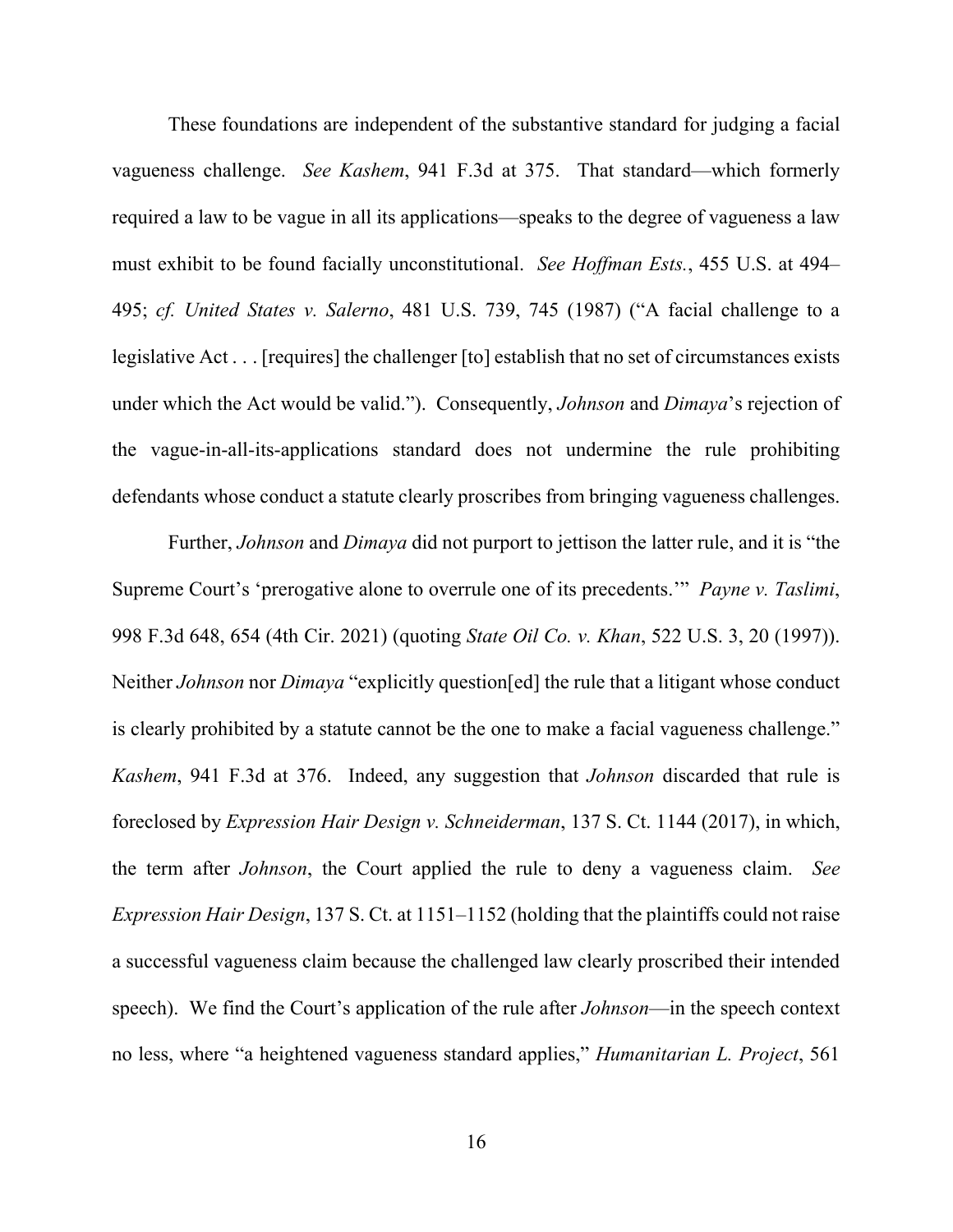These foundations are independent of the substantive standard for judging a facial vagueness challenge. *See Kashem*, 941 F.3d at 375. That standard—which formerly required a law to be vague in all its applications—speaks to the degree of vagueness a law must exhibit to be found facially unconstitutional. *See Hoffman Ests.*, 455 U.S. at 494–495; *cf. United States v. Salerno*, 481 U.S. 739, 745 (1987) ("A facial challenge to a legislative Act . . . [requires] the challenger [to] establish that no set of circumstances exists under which the Act would be valid."). Consequently, *Johnson* and *Dimaya*'s rejection of the vague-in-all-its-applications standard does not undermine the rule prohibiting defendants whose conduct a statute clearly proscribes from bringing vagueness challenges.

Further, *Johnson* and *Dimaya* did not purport to jettison the latter rule, and it is "the Supreme Court's 'prerogative alone to overrule one of its precedents.'" *Payne v. Taslimi*, 998 F.3d 648, 654 (4th Cir. 2021) (quoting *State Oil Co. v. Khan*, 522 U.S. 3, 20 (1997)). Neither *Johnson* nor *Dimaya* "explicitly question[ed] the rule that a litigant whose conduct is clearly prohibited by a statute cannot be the one to make a facial vagueness challenge." *Kashem*, 941 F.3d at 376. Indeed, any suggestion that *Johnson* discarded that rule is foreclosed by *Expression Hair Design v. Schneiderman*, 137 S. Ct. 1144 (2017), in which, the term after *Johnson*, the Court applied the rule to deny a vagueness claim. *See Expression Hair Design*, 137 S. Ct. at 1151–1152 (holding that the plaintiffs could not raise a successful vagueness claim because the challenged law clearly proscribed their intended speech). We find the Court's application of the rule after *Johnson*—in the speech context no less, where "a heightened vagueness standard applies," *Humanitarian L. Project*, 561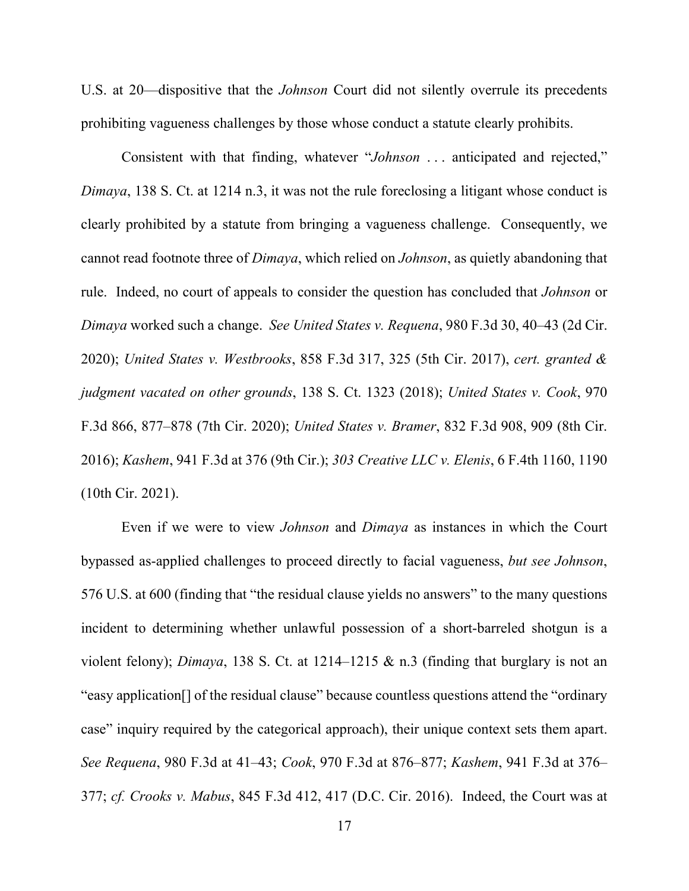U.S. at 20—dispositive that the *Johnson* Court did not silently overrule its precedents prohibiting vagueness challenges by those whose conduct a statute clearly prohibits.

Consistent with that finding, whatever "*Johnson* . . . anticipated and rejected," *Dimaya*, 138 S. Ct. at 1214 n.3, it was not the rule foreclosing a litigant whose conduct is clearly prohibited by a statute from bringing a vagueness challenge. Consequently, we cannot read footnote three of *Dimaya*, which relied on *Johnson*, as quietly abandoning that rule. Indeed, no court of appeals to consider the question has concluded that *Johnson* or *Dimaya* worked such a change. *See United States v. Requena*, 980 F.3d 30, 40–43 (2d Cir. 2020); *United States v. Westbrooks*, 858 F.3d 317, 325 (5th Cir. 2017), *cert. granted & judgment vacated on other grounds*, 138 S. Ct. 1323 (2018); *United States v. Cook*, 970 F.3d 866, 877–878 (7th Cir. 2020); *United States v. Bramer*, 832 F.3d 908, 909 (8th Cir. 2016); *Kashem*, 941 F.3d at 376 (9th Cir.); *303 Creative LLC v. Elenis*, 6 F.4th 1160, 1190 (10th Cir. 2021).

Even if we were to view *Johnson* and *Dimaya* as instances in which the Court bypassed as-applied challenges to proceed directly to facial vagueness, *but see Johnson*, 576 U.S. at 600 (finding that "the residual clause yields no answers" to the many questions incident to determining whether unlawful possession of a short-barreled shotgun is a violent felony); *Dimaya*, 138 S. Ct. at 1214–1215 & n.3 (finding that burglary is not an "easy application[] of the residual clause" because countless questions attend the "ordinary case" inquiry required by the categorical approach), their unique context sets them apart. *See Requena*, 980 F.3d at 41–43; *Cook*, 970 F.3d at 876–877; *Kashem*, 941 F.3d at 376–377; *cf. Crooks v. Mabus*, 845 F.3d 412, 417 (D.C. Cir. 2016). Indeed, the Court was at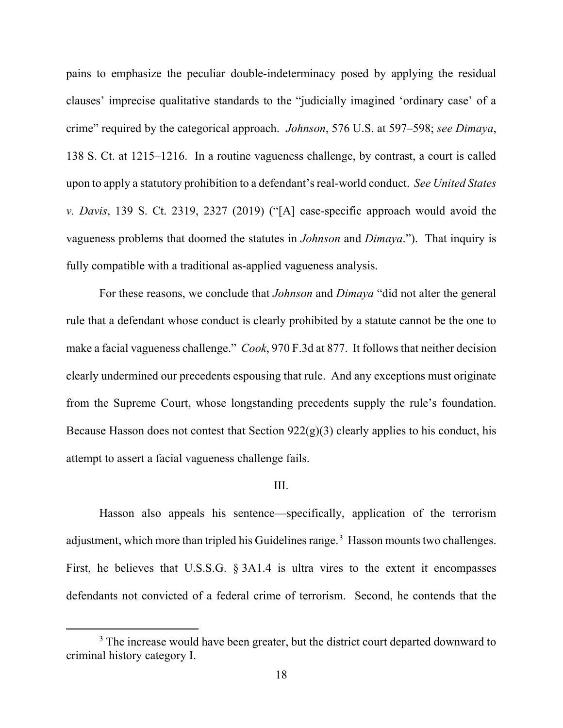pains to emphasize the peculiar double-indeterminacy posed by applying the residual clauses' imprecise qualitative standards to the "judicially imagined 'ordinary case' of a crime" required by the categorical approach. *Johnson*, 576 U.S. at 597–598; *see Dimaya*, 138 S. Ct. at 1215–1216. In a routine vagueness challenge, by contrast, a court is called upon to apply a statutory prohibition to a defendant's real-world conduct. *See United States v. Davis*, 139 S. Ct. 2319, 2327 (2019) ("[A] case-specific approach would avoid the vagueness problems that doomed the statutes in *Johnson* and *Dimaya*."). That inquiry is fully compatible with a traditional as-applied vagueness analysis.

For these reasons, we conclude that *Johnson* and *Dimaya* "did not alter the general rule that a defendant whose conduct is clearly prohibited by a statute cannot be the one to make a facial vagueness challenge." *Cook*, 970 F.3d at 877. It follows that neither decision clearly undermined our precedents espousing that rule. And any exceptions must originate from the Supreme Court, whose longstanding precedents supply the rule's foundation. Because Hasson does not contest that Section 922(g)(3) clearly applies to his conduct, his attempt to assert a facial vagueness challenge fails.

## III.

Hasson also appeals his sentence—specifically, application of the terrorism adjustment, which more than tripled his Guidelines range.[3] Hasson mounts two challenges. First, he believes that U.S.S.G. § 3A1.4 is ultra vires to the extent it encompasses defendants not convicted of a federal crime of terrorism. Second, he contends that the

[3] The increase would have been greater, but the district court departed downward to criminal history category I.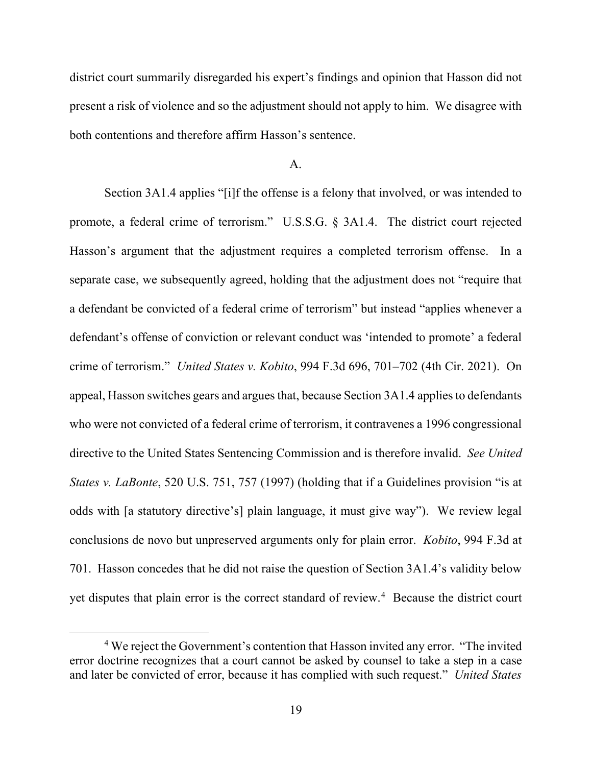district court summarily disregarded his expert's findings and opinion that Hasson did not present a risk of violence and so the adjustment should not apply to him. We disagree with both contentions and therefore affirm Hasson's sentence.

### A.

Section 3A1.4 applies "[i]f the offense is a felony that involved, or was intended to promote, a federal crime of terrorism." U.S.S.G. § 3A1.4. The district court rejected Hasson's argument that the adjustment requires a completed terrorism offense. In a separate case, we subsequently agreed, holding that the adjustment does not "require that a defendant be convicted of a federal crime of terrorism" but instead "applies whenever a defendant's offense of conviction or relevant conduct was 'intended to promote' a federal crime of terrorism." *United States v. Kobito*, 994 F.3d 696, 701–702 (4th Cir. 2021). On appeal, Hasson switches gears and argues that, because Section 3A1.4 applies to defendants who were not convicted of a federal crime of terrorism, it contravenes a 1996 congressional directive to the United States Sentencing Commission and is therefore invalid. *See United States v. LaBonte*, 520 U.S. 751, 757 (1997) (holding that if a Guidelines provision "is at odds with [a statutory directive's] plain language, it must give way"). We review legal conclusions de novo but unpreserved arguments only for plain error. *Kobito*, 994 F.3d at 701. Hasson concedes that he did not raise the question of Section 3A1.4's validity below yet disputes that plain error is the correct standard of review.[4] Because the district court

[4] We reject the Government's contention that Hasson invited any error. "The invited error doctrine recognizes that a court cannot be asked by counsel to take a step in a case and later be convicted of error, because it has complied with such request." *United States*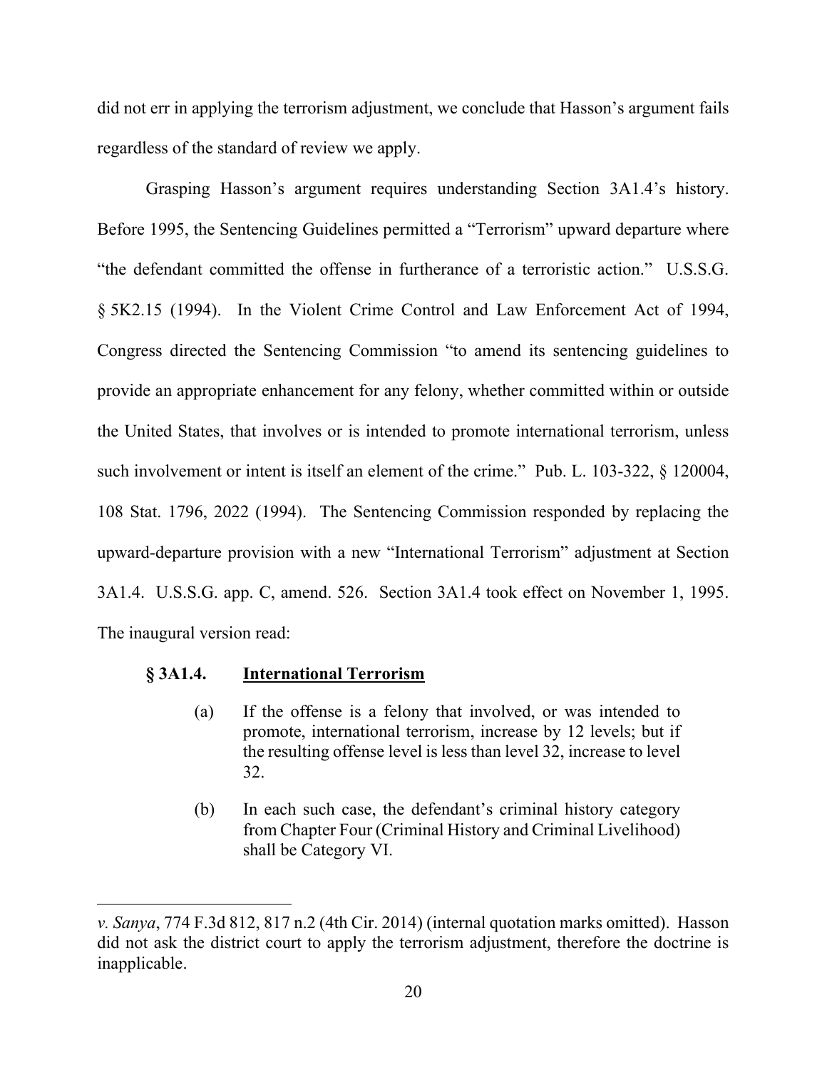did not err in applying the terrorism adjustment, we conclude that Hasson's argument fails regardless of the standard of review we apply.

Grasping Hasson's argument requires understanding Section 3A1.4's history. Before 1995, the Sentencing Guidelines permitted a "Terrorism" upward departure where "the defendant committed the offense in furtherance of a terroristic action." U.S.S.G. § 5K2.15 (1994). In the Violent Crime Control and Law Enforcement Act of 1994, Congress directed the Sentencing Commission "to amend its sentencing guidelines to provide an appropriate enhancement for any felony, whether committed within or outside the United States, that involves or is intended to promote international terrorism, unless such involvement or intent is itself an element of the crime." Pub. L. 103-322, § 120004, 108 Stat. 1796, 2022 (1994). The Sentencing Commission responded by replacing the upward-departure provision with a new "International Terrorism" adjustment at Section 3A1.4. U.S.S.G. app. C, amend. 526. Section 3A1.4 took effect on November 1, 1995. The inaugural version read:

> **§ 3A1.4. <u>International Terrorism</u>**
>
> (a) If the offense is a felony that involved, or was intended to promote, international terrorism, increase by 12 levels; but if the resulting offense level is less than level 32, increase to level 32.
>
> (b) In each such case, the defendant's criminal history category from Chapter Four (Criminal History and Criminal Livelihood) shall be Category VI.

---

*v. Sanya*, 774 F.3d 812, 817 n.2 (4th Cir. 2014) (internal quotation marks omitted). Hasson did not ask the district court to apply the terrorism adjustment, therefore the doctrine is inapplicable.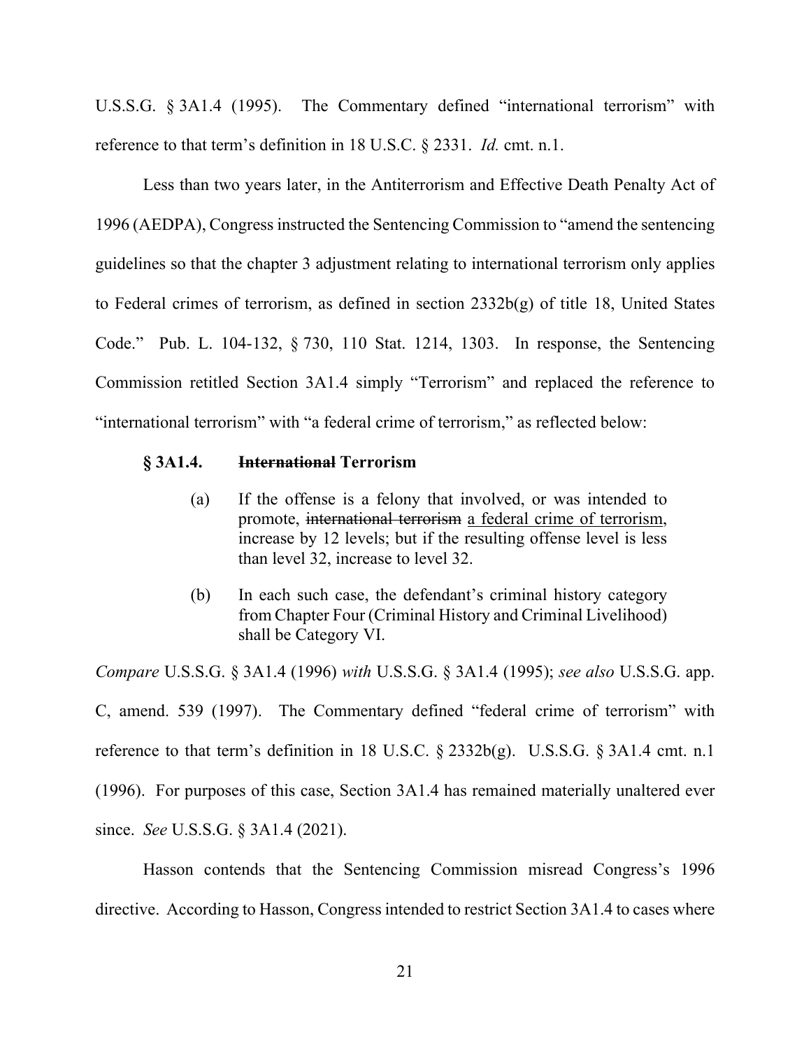U.S.S.G. § 3A1.4 (1995). The Commentary defined "international terrorism" with reference to that term's definition in 18 U.S.C. § 2331. *Id.* cmt. n.1.

Less than two years later, in the Antiterrorism and Effective Death Penalty Act of 1996 (AEDPA), Congress instructed the Sentencing Commission to "amend the sentencing guidelines so that the chapter 3 adjustment relating to international terrorism only applies to Federal crimes of terrorism, as defined in section 2332b(g) of title 18, United States Code." Pub. L. 104-132, § 730, 110 Stat. 1214, 1303. In response, the Sentencing Commission retitled Section 3A1.4 simply "Terrorism" and replaced the reference to "international terrorism" with "a federal crime of terrorism," as reflected below:

> **§ 3A1.4. ~~International~~ Terrorism**
>
> (a) If the offense is a felony that involved, or was intended to promote, ~~international terrorism~~ <u>a federal crime of terrorism</u>, increase by 12 levels; but if the resulting offense level is less than level 32, increase to level 32.
>
> (b) In each such case, the defendant's criminal history category from Chapter Four (Criminal History and Criminal Livelihood) shall be Category VI.

*Compare* U.S.S.G. § 3A1.4 (1996) *with* U.S.S.G. § 3A1.4 (1995); *see also* U.S.S.G. app. C, amend. 539 (1997). The Commentary defined "federal crime of terrorism" with reference to that term's definition in 18 U.S.C. § 2332b(g). U.S.S.G. § 3A1.4 cmt. n.1 (1996). For purposes of this case, Section 3A1.4 has remained materially unaltered ever since. *See* U.S.S.G. § 3A1.4 (2021).

Hasson contends that the Sentencing Commission misread Congress's 1996 directive. According to Hasson, Congress intended to restrict Section 3A1.4 to cases where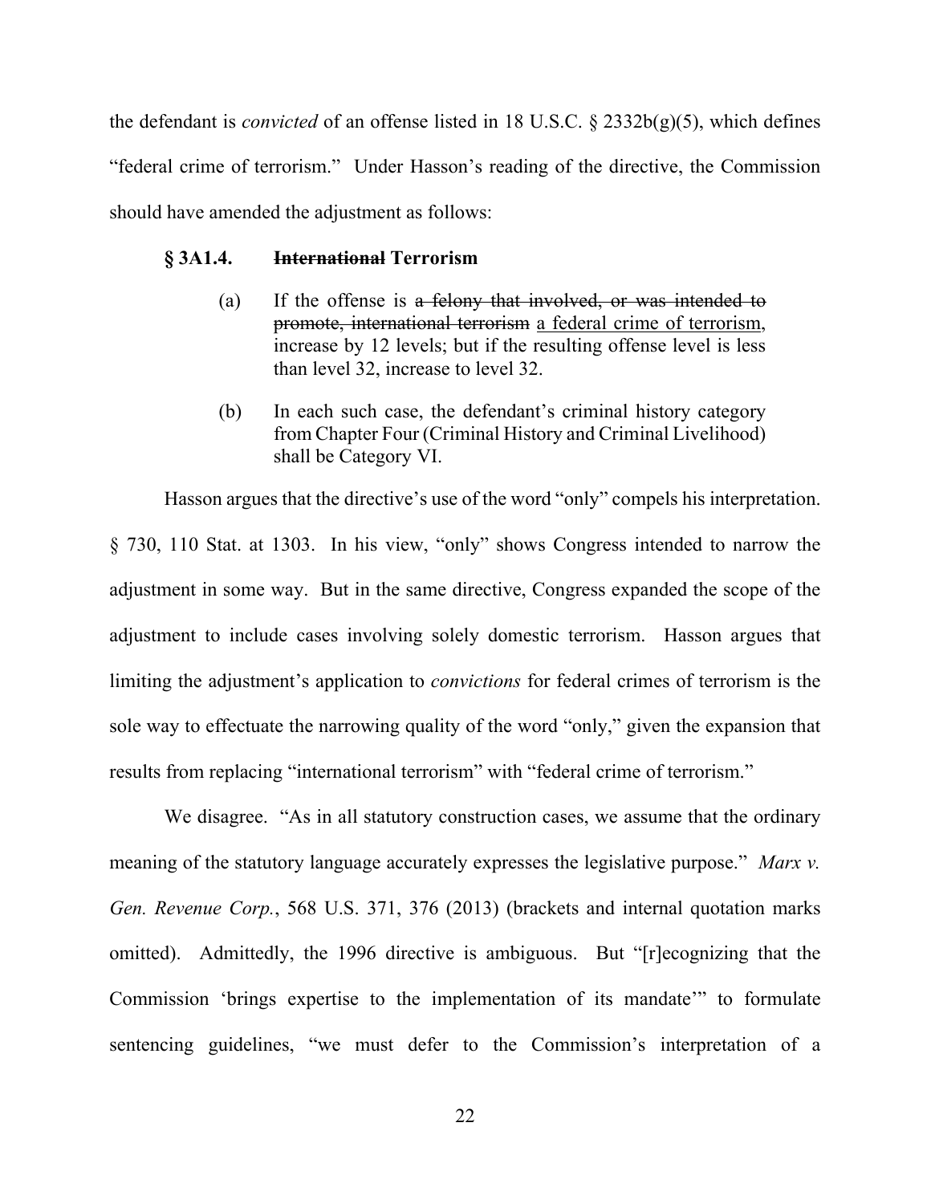the defendant is *convicted* of an offense listed in 18 U.S.C. § 2332b(g)(5), which defines "federal crime of terrorism." Under Hasson's reading of the directive, the Commission should have amended the adjustment as follows:

> **§ 3A1.4. ~~International~~ Terrorism**
>
> (a) If the offense is ~~a felony that involved, or was intended to promote, international terrorism~~ <u>a federal crime of terrorism</u>, increase by 12 levels; but if the resulting offense level is less than level 32, increase to level 32.
>
> (b) In each such case, the defendant's criminal history category from Chapter Four (Criminal History and Criminal Livelihood) shall be Category VI.

Hasson argues that the directive's use of the word "only" compels his interpretation. § 730, 110 Stat. at 1303. In his view, "only" shows Congress intended to narrow the adjustment in some way. But in the same directive, Congress expanded the scope of the adjustment to include cases involving solely domestic terrorism. Hasson argues that limiting the adjustment's application to *convictions* for federal crimes of terrorism is the sole way to effectuate the narrowing quality of the word "only," given the expansion that results from replacing "international terrorism" with "federal crime of terrorism."

We disagree. "As in all statutory construction cases, we assume that the ordinary meaning of the statutory language accurately expresses the legislative purpose." *Marx v. Gen. Revenue Corp.*, 568 U.S. 371, 376 (2013) (brackets and internal quotation marks omitted). Admittedly, the 1996 directive is ambiguous. But "[r]ecognizing that the Commission 'brings expertise to the implementation of its mandate'" to formulate sentencing guidelines, "we must defer to the Commission's interpretation of a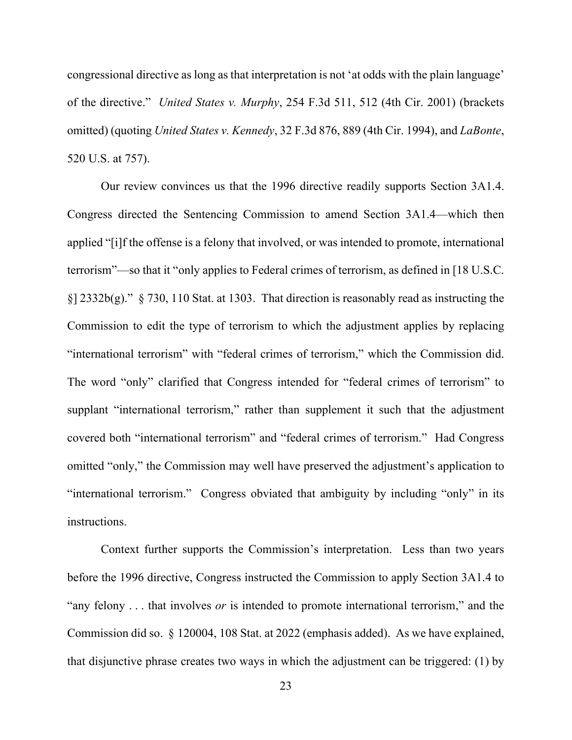congressional directive as long as that interpretation is not 'at odds with the plain language' of the directive." *United States v. Murphy*, 254 F.3d 511, 512 (4th Cir. 2001) (brackets omitted) (quoting *United States v. Kennedy*, 32 F.3d 876, 889 (4th Cir. 1994), and *LaBonte*, 520 U.S. at 757).

Our review convinces us that the 1996 directive readily supports Section 3A1.4. Congress directed the Sentencing Commission to amend Section 3A1.4—which then applied "[i]f the offense is a felony that involved, or was intended to promote, international terrorism"—so that it "only applies to Federal crimes of terrorism, as defined in [18 U.S.C. §] 2332b(g)." § 730, 110 Stat. at 1303. That direction is reasonably read as instructing the Commission to edit the type of terrorism to which the adjustment applies by replacing "international terrorism" with "federal crimes of terrorism," which the Commission did. The word "only" clarified that Congress intended for "federal crimes of terrorism" to supplant "international terrorism," rather than supplement it such that the adjustment covered both "international terrorism" and "federal crimes of terrorism." Had Congress omitted "only," the Commission may well have preserved the adjustment's application to "international terrorism." Congress obviated that ambiguity by including "only" in its instructions.

Context further supports the Commission's interpretation. Less than two years before the 1996 directive, Congress instructed the Commission to apply Section 3A1.4 to "any felony . . . that involves *or* is intended to promote international terrorism," and the Commission did so. § 120004, 108 Stat. at 2022 (emphasis added). As we have explained, that disjunctive phrase creates two ways in which the adjustment can be triggered: (1) by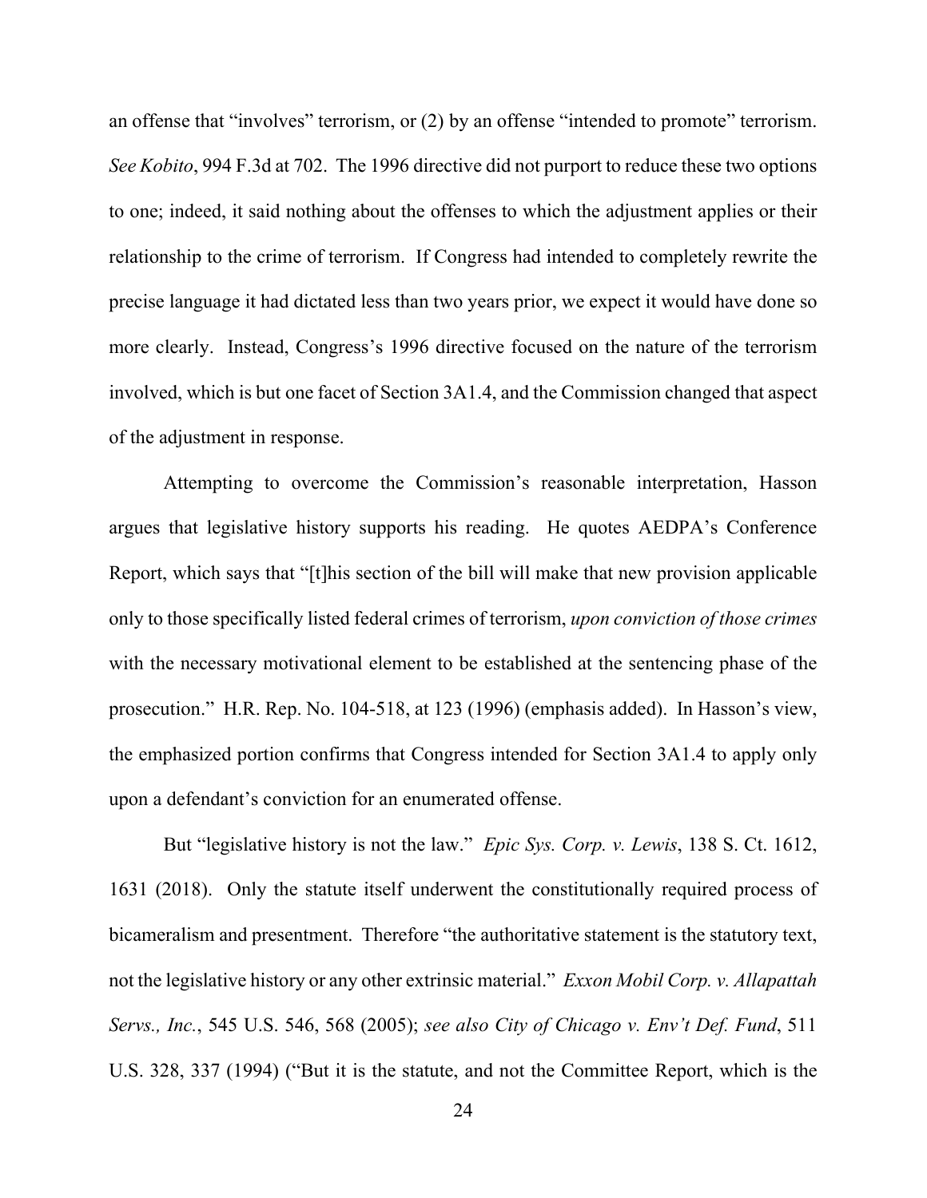an offense that "involves" terrorism, or (2) by an offense "intended to promote" terrorism. *See Kobito*, 994 F.3d at 702. The 1996 directive did not purport to reduce these two options to one; indeed, it said nothing about the offenses to which the adjustment applies or their relationship to the crime of terrorism. If Congress had intended to completely rewrite the precise language it had dictated less than two years prior, we expect it would have done so more clearly. Instead, Congress's 1996 directive focused on the nature of the terrorism involved, which is but one facet of Section 3A1.4, and the Commission changed that aspect of the adjustment in response.

Attempting to overcome the Commission's reasonable interpretation, Hasson argues that legislative history supports his reading. He quotes AEDPA's Conference Report, which says that "[t]his section of the bill will make that new provision applicable only to those specifically listed federal crimes of terrorism, *upon conviction of those crimes* with the necessary motivational element to be established at the sentencing phase of the prosecution." H.R. Rep. No. 104-518, at 123 (1996) (emphasis added). In Hasson's view, the emphasized portion confirms that Congress intended for Section 3A1.4 to apply only upon a defendant's conviction for an enumerated offense.

But "legislative history is not the law." *Epic Sys. Corp. v. Lewis*, 138 S. Ct. 1612, 1631 (2018). Only the statute itself underwent the constitutionally required process of bicameralism and presentment. Therefore "the authoritative statement is the statutory text, not the legislative history or any other extrinsic material." *Exxon Mobil Corp. v. Allapattah Servs., Inc.*, 545 U.S. 546, 568 (2005); *see also City of Chicago v. Env't Def. Fund*, 511 U.S. 328, 337 (1994) ("But it is the statute, and not the Committee Report, which is the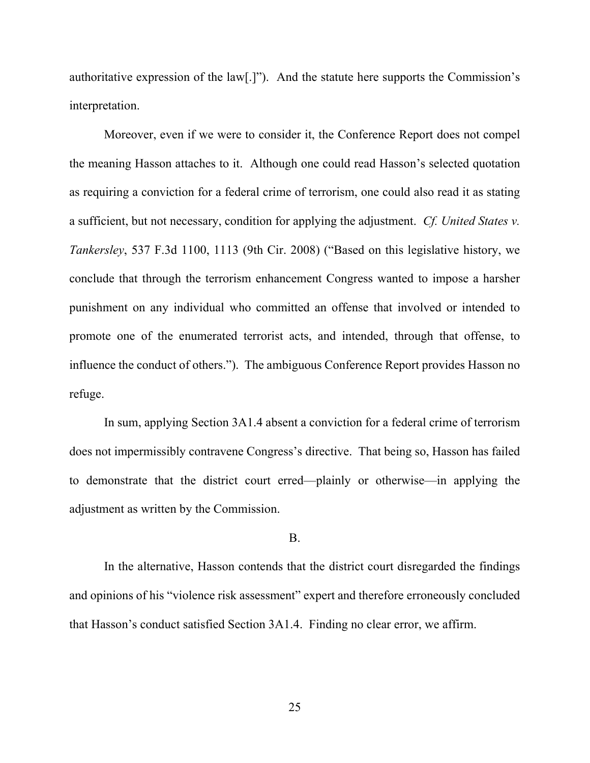authoritative expression of the law[.]"). And the statute here supports the Commission's interpretation.

Moreover, even if we were to consider it, the Conference Report does not compel the meaning Hasson attaches to it. Although one could read Hasson's selected quotation as requiring a conviction for a federal crime of terrorism, one could also read it as stating a sufficient, but not necessary, condition for applying the adjustment. *Cf. United States v. Tankersley*, 537 F.3d 1100, 1113 (9th Cir. 2008) ("Based on this legislative history, we conclude that through the terrorism enhancement Congress wanted to impose a harsher punishment on any individual who committed an offense that involved or intended to promote one of the enumerated terrorist acts, and intended, through that offense, to influence the conduct of others."). The ambiguous Conference Report provides Hasson no refuge.

In sum, applying Section 3A1.4 absent a conviction for a federal crime of terrorism does not impermissibly contravene Congress's directive. That being so, Hasson has failed to demonstrate that the district court erred—plainly or otherwise—in applying the adjustment as written by the Commission.

B.

In the alternative, Hasson contends that the district court disregarded the findings and opinions of his "violence risk assessment" expert and therefore erroneously concluded that Hasson's conduct satisfied Section 3A1.4. Finding no clear error, we affirm.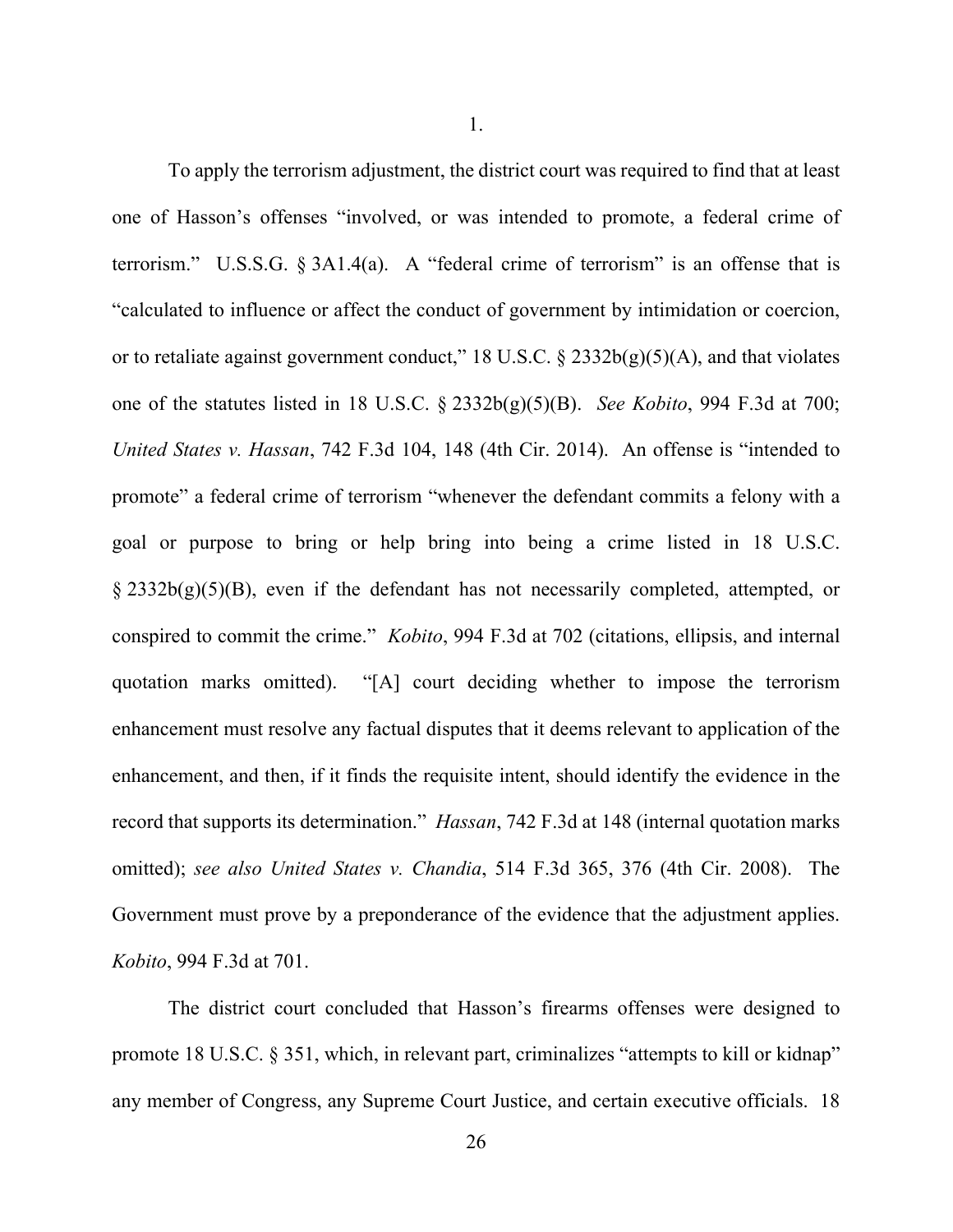1.

To apply the terrorism adjustment, the district court was required to find that at least one of Hasson's offenses "involved, or was intended to promote, a federal crime of terrorism." U.S.S.G. § 3A1.4(a). A "federal crime of terrorism" is an offense that is "calculated to influence or affect the conduct of government by intimidation or coercion, or to retaliate against government conduct," 18 U.S.C. § 2332b(g)(5)(A), and that violates one of the statutes listed in 18 U.S.C. § 2332b(g)(5)(B). *See Kobito*, 994 F.3d at 700; *United States v. Hassan*, 742 F.3d 104, 148 (4th Cir. 2014). An offense is "intended to promote" a federal crime of terrorism "whenever the defendant commits a felony with a goal or purpose to bring or help bring into being a crime listed in 18 U.S.C. § 2332b(g)(5)(B), even if the defendant has not necessarily completed, attempted, or conspired to commit the crime." *Kobito*, 994 F.3d at 702 (citations, ellipsis, and internal quotation marks omitted). "[A] court deciding whether to impose the terrorism enhancement must resolve any factual disputes that it deems relevant to application of the enhancement, and then, if it finds the requisite intent, should identify the evidence in the record that supports its determination." *Hassan*, 742 F.3d at 148 (internal quotation marks omitted); *see also United States v. Chandia*, 514 F.3d 365, 376 (4th Cir. 2008). The Government must prove by a preponderance of the evidence that the adjustment applies. *Kobito*, 994 F.3d at 701.

The district court concluded that Hasson's firearms offenses were designed to promote 18 U.S.C. § 351, which, in relevant part, criminalizes "attempts to kill or kidnap" any member of Congress, any Supreme Court Justice, and certain executive officials. 18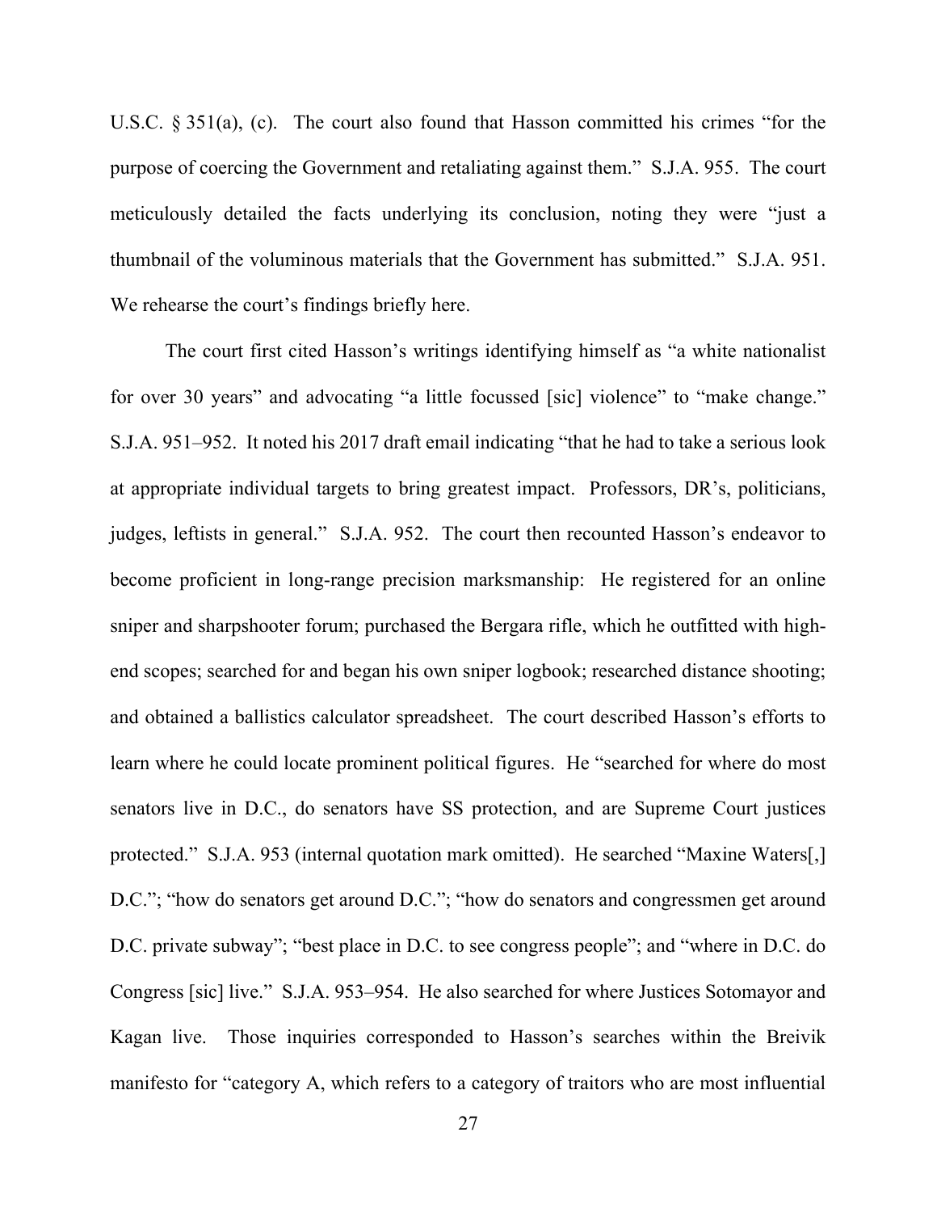U.S.C. § 351(a), (c). The court also found that Hasson committed his crimes "for the purpose of coercing the Government and retaliating against them." S.J.A. 955. The court meticulously detailed the facts underlying its conclusion, noting they were "just a thumbnail of the voluminous materials that the Government has submitted." S.J.A. 951. We rehearse the court's findings briefly here.

The court first cited Hasson's writings identifying himself as "a white nationalist for over 30 years" and advocating "a little focussed [sic] violence" to "make change." S.J.A. 951–952. It noted his 2017 draft email indicating "that he had to take a serious look at appropriate individual targets to bring greatest impact. Professors, DR's, politicians, judges, leftists in general." S.J.A. 952. The court then recounted Hasson's endeavor to become proficient in long-range precision marksmanship: He registered for an online sniper and sharpshooter forum; purchased the Bergara rifle, which he outfitted with high-end scopes; searched for and began his own sniper logbook; researched distance shooting; and obtained a ballistics calculator spreadsheet. The court described Hasson's efforts to learn where he could locate prominent political figures. He "searched for where do most senators live in D.C., do senators have SS protection, and are Supreme Court justices protected." S.J.A. 953 (internal quotation mark omitted). He searched "Maxine Waters[,] D.C."; "how do senators get around D.C."; "how do senators and congressmen get around D.C. private subway"; "best place in D.C. to see congress people"; and "where in D.C. do Congress [sic] live." S.J.A. 953–954. He also searched for where Justices Sotomayor and Kagan live. Those inquiries corresponded to Hasson's searches within the Breivik manifesto for "category A, which refers to a category of traitors who are most influential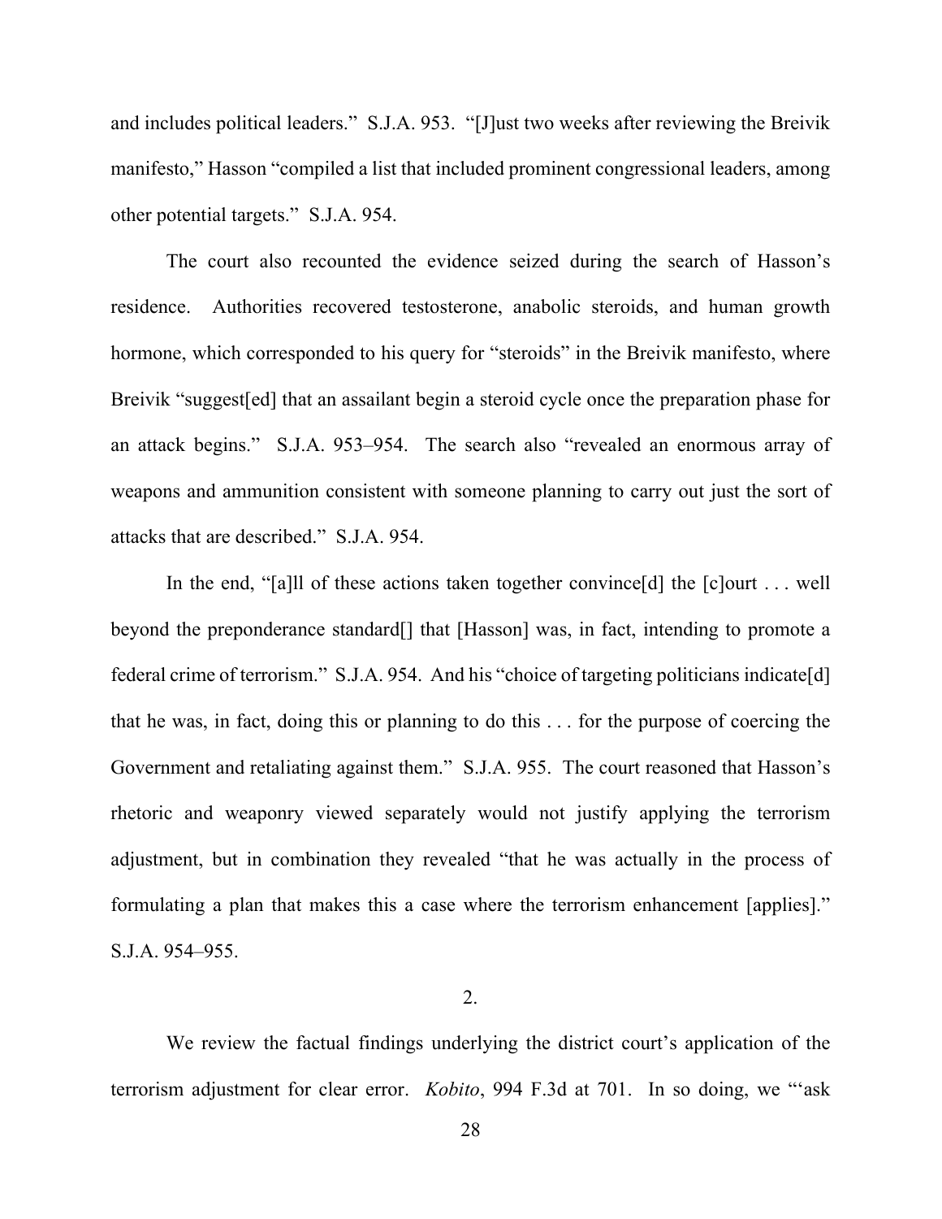and includes political leaders." S.J.A. 953. "[J]ust two weeks after reviewing the Breivik manifesto," Hasson "compiled a list that included prominent congressional leaders, among other potential targets." S.J.A. 954.

The court also recounted the evidence seized during the search of Hasson's residence. Authorities recovered testosterone, anabolic steroids, and human growth hormone, which corresponded to his query for "steroids" in the Breivik manifesto, where Breivik "suggest[ed] that an assailant begin a steroid cycle once the preparation phase for an attack begins." S.J.A. 953–954. The search also "revealed an enormous array of weapons and ammunition consistent with someone planning to carry out just the sort of attacks that are described." S.J.A. 954.

In the end, "[a]ll of these actions taken together convince[d] the [c]ourt . . . well beyond the preponderance standard[] that [Hasson] was, in fact, intending to promote a federal crime of terrorism." S.J.A. 954. And his "choice of targeting politicians indicate[d] that he was, in fact, doing this or planning to do this . . . for the purpose of coercing the Government and retaliating against them." S.J.A. 955. The court reasoned that Hasson's rhetoric and weaponry viewed separately would not justify applying the terrorism adjustment, but in combination they revealed "that he was actually in the process of formulating a plan that makes this a case where the terrorism enhancement [applies]." S.J.A. 954–955.

2.

We review the factual findings underlying the district court's application of the terrorism adjustment for clear error. *Kobito*, 994 F.3d at 701. In so doing, we "'ask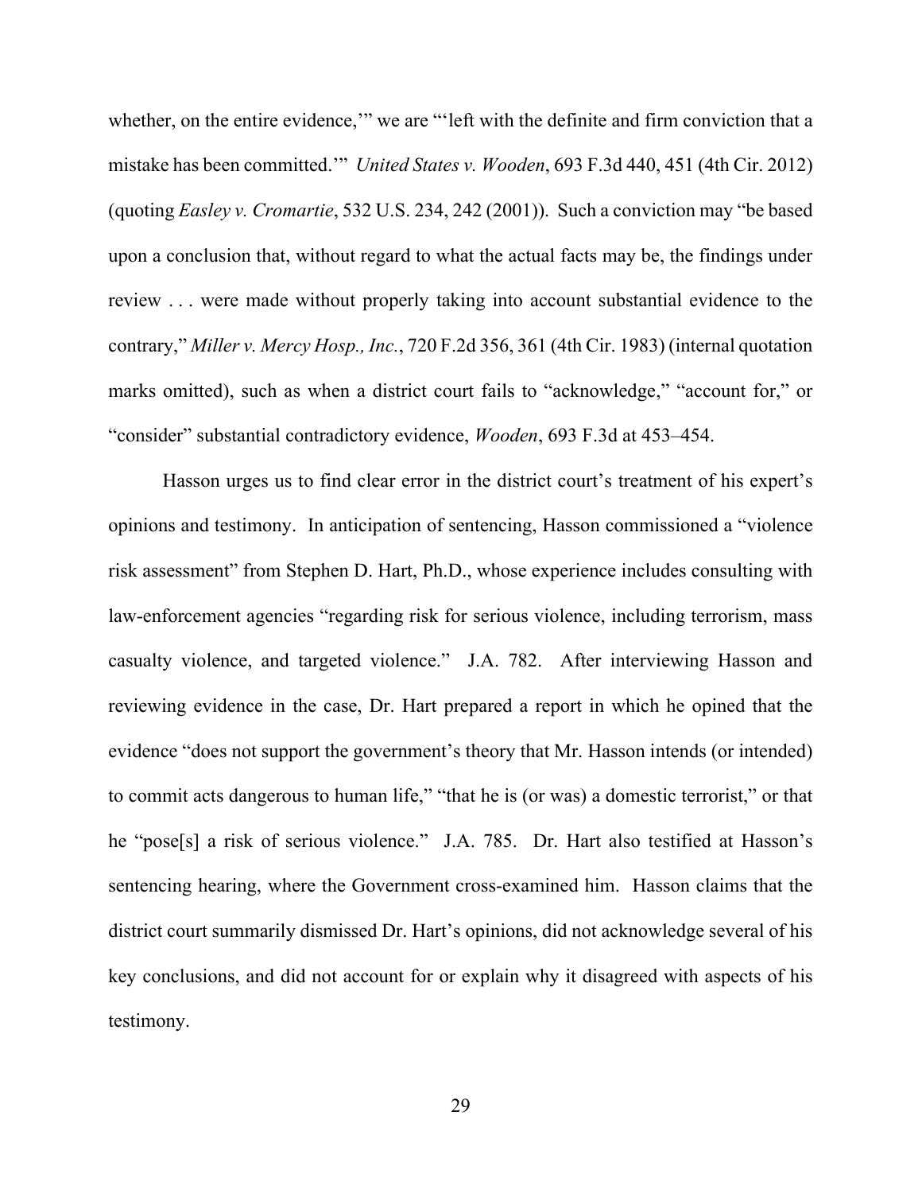whether, on the entire evidence,'" we are "'left with the definite and firm conviction that a mistake has been committed.'" *United States v. Wooden*, 693 F.3d 440, 451 (4th Cir. 2012) (quoting *Easley v. Cromartie*, 532 U.S. 234, 242 (2001)). Such a conviction may "be based upon a conclusion that, without regard to what the actual facts may be, the findings under review . . . were made without properly taking into account substantial evidence to the contrary," *Miller v. Mercy Hosp., Inc.*, 720 F.2d 356, 361 (4th Cir. 1983) (internal quotation marks omitted), such as when a district court fails to "acknowledge," "account for," or "consider" substantial contradictory evidence, *Wooden*, 693 F.3d at 453–454.

Hasson urges us to find clear error in the district court's treatment of his expert's opinions and testimony. In anticipation of sentencing, Hasson commissioned a "violence risk assessment" from Stephen D. Hart, Ph.D., whose experience includes consulting with law-enforcement agencies "regarding risk for serious violence, including terrorism, mass casualty violence, and targeted violence." J.A. 782. After interviewing Hasson and reviewing evidence in the case, Dr. Hart prepared a report in which he opined that the evidence "does not support the government's theory that Mr. Hasson intends (or intended) to commit acts dangerous to human life," "that he is (or was) a domestic terrorist," or that he "pose[s] a risk of serious violence." J.A. 785. Dr. Hart also testified at Hasson's sentencing hearing, where the Government cross-examined him. Hasson claims that the district court summarily dismissed Dr. Hart's opinions, did not acknowledge several of his key conclusions, and did not account for or explain why it disagreed with aspects of his testimony.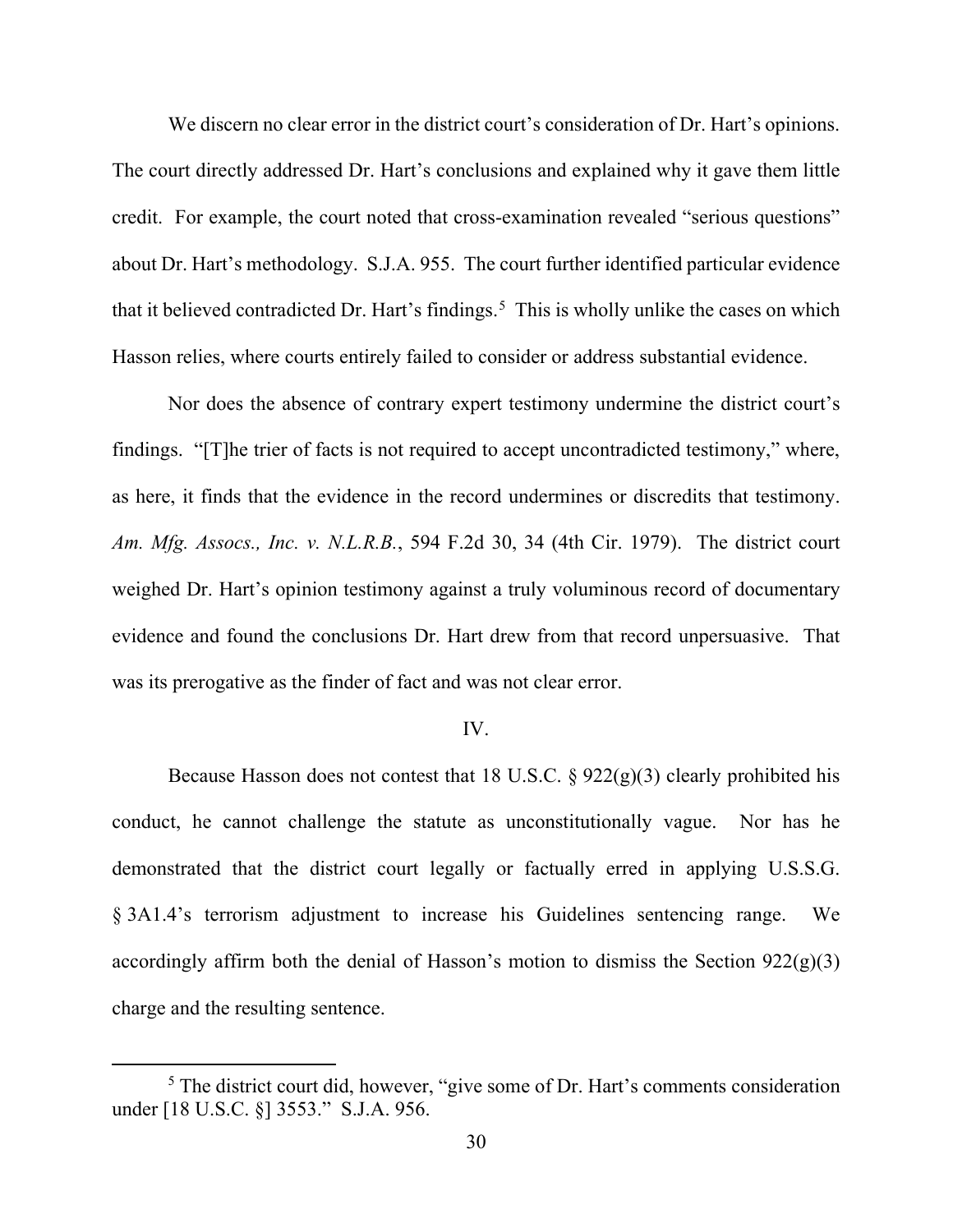We discern no clear error in the district court's consideration of Dr. Hart's opinions. The court directly addressed Dr. Hart's conclusions and explained why it gave them little credit. For example, the court noted that cross-examination revealed "serious questions" about Dr. Hart's methodology. S.J.A. 955. The court further identified particular evidence that it believed contradicted Dr. Hart's findings.[5] This is wholly unlike the cases on which Hasson relies, where courts entirely failed to consider or address substantial evidence.

Nor does the absence of contrary expert testimony undermine the district court's findings. "[T]he trier of facts is not required to accept uncontradicted testimony," where, as here, it finds that the evidence in the record undermines or discredits that testimony. *Am. Mfg. Assocs., Inc. v. N.L.R.B.*, 594 F.2d 30, 34 (4th Cir. 1979). The district court weighed Dr. Hart's opinion testimony against a truly voluminous record of documentary evidence and found the conclusions Dr. Hart drew from that record unpersuasive. That was its prerogative as the finder of fact and was not clear error.

## IV.

Because Hasson does not contest that 18 U.S.C. § 922(g)(3) clearly prohibited his conduct, he cannot challenge the statute as unconstitutionally vague. Nor has he demonstrated that the district court legally or factually erred in applying U.S.S.G. § 3A1.4's terrorism adjustment to increase his Guidelines sentencing range. We accordingly affirm both the denial of Hasson's motion to dismiss the Section 922(g)(3) charge and the resulting sentence.

---

[5] The district court did, however, "give some of Dr. Hart's comments consideration under [18 U.S.C. §] 3553." S.J.A. 956.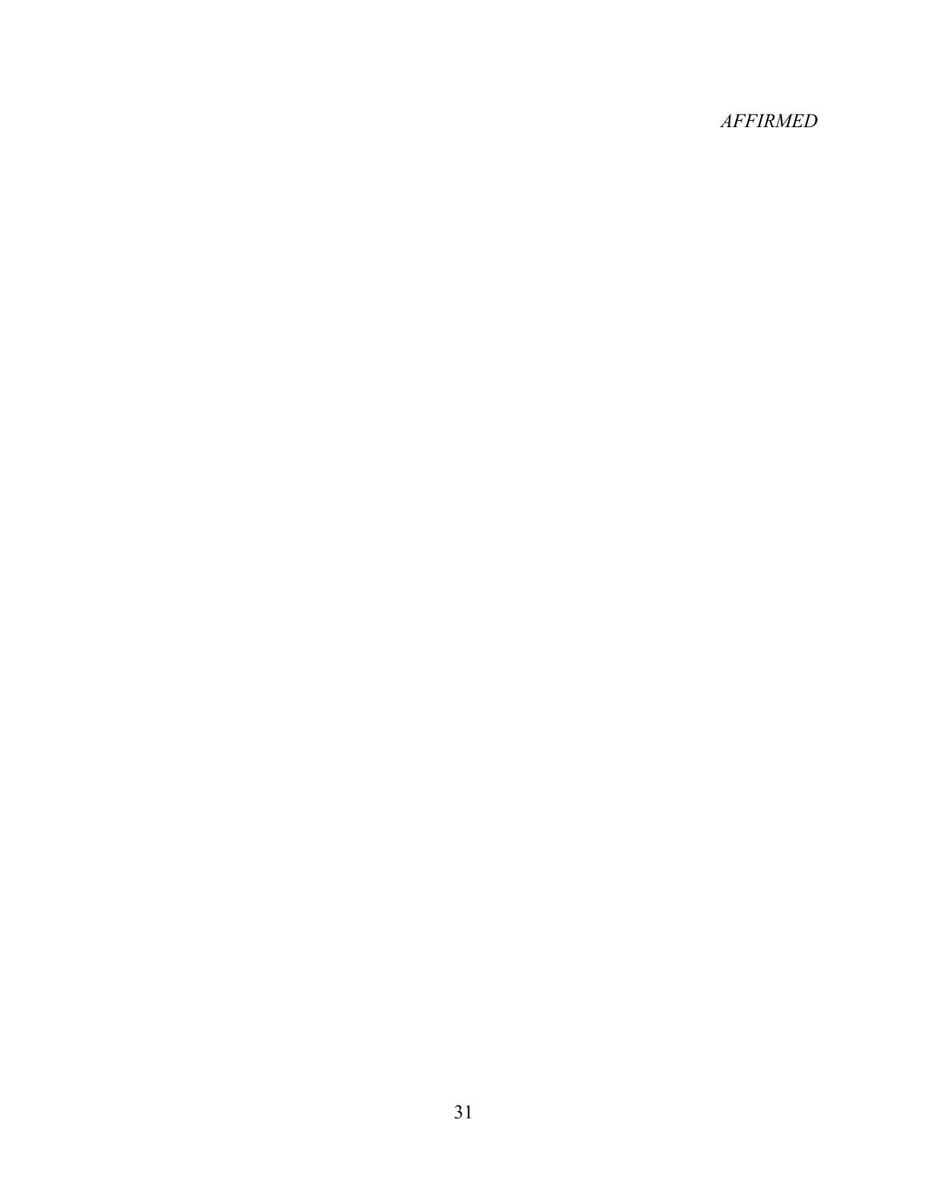*AFFIRMED*